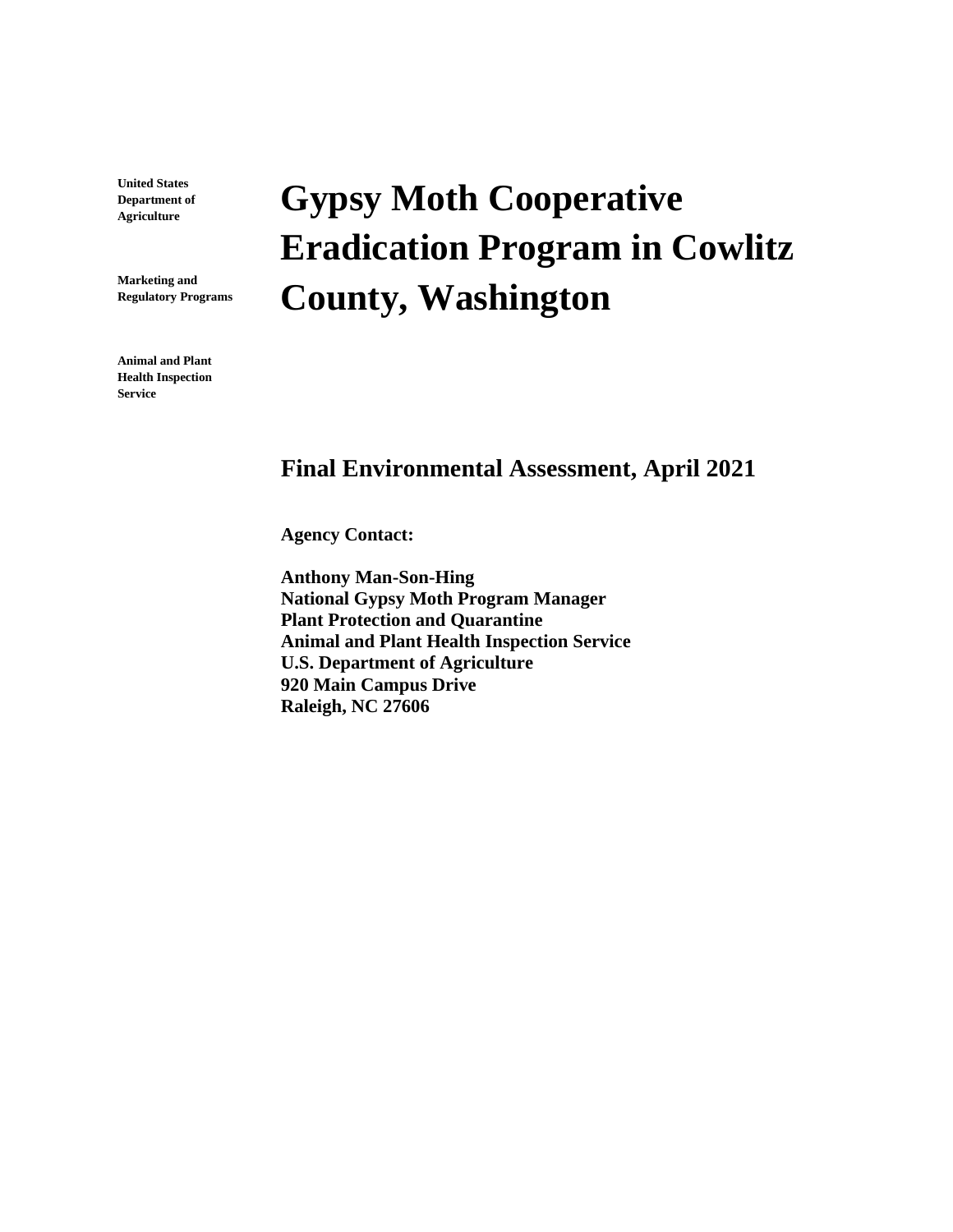**United States Department of Agriculture**

**Marketing and Regulatory Programs**

**Animal and Plant Health Inspection Service**

# Gypsy Moth Cooperative Eradication Program in Cowlitz County, Washington

## Final Environmental Assessment, April 2021

**Agency Contact:**

**Anthony Man-Son-Hing**
**National Gypsy Moth Program Manager**
**Plant Protection and Quarantine**
**Animal and Plant Health Inspection Service**
**U.S. Department of Agriculture**
**920 Main Campus Drive**
**Raleigh, NC 27606**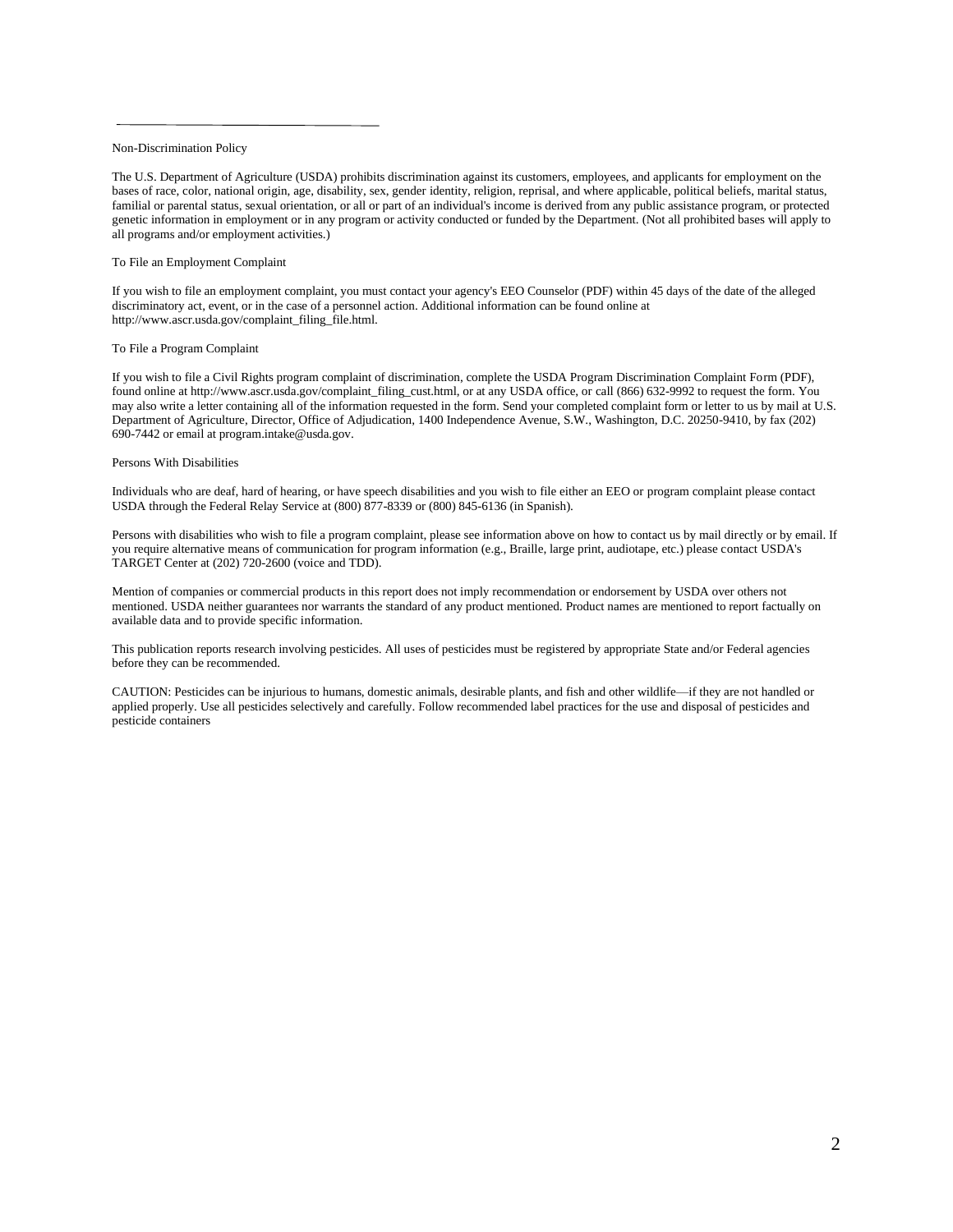## Non-Discrimination Policy

The U.S. Department of Agriculture (USDA) prohibits discrimination against its customers, employees, and applicants for employment on the bases of race, color, national origin, age, disability, sex, gender identity, religion, reprisal, and where applicable, political beliefs, marital status, familial or parental status, sexual orientation, or all or part of an individual's income is derived from any public assistance program, or protected genetic information in employment or in any program or activity conducted or funded by the Department. (Not all prohibited bases will apply to all programs and/or employment activities.)

## To File an Employment Complaint

If you wish to file an employment complaint, you must contact your agency's EEO Counselor (PDF) within 45 days of the date of the alleged discriminatory act, event, or in the case of a personnel action. Additional information can be found online at http://www.ascr.usda.gov/complaint_filing_file.html.

## To File a Program Complaint

If you wish to file a Civil Rights program complaint of discrimination, complete the USDA Program Discrimination Complaint Form (PDF), found online at http://www.ascr.usda.gov/complaint_filing_cust.html, or at any USDA office, or call (866) 632-9992 to request the form. You may also write a letter containing all of the information requested in the form. Send your completed complaint form or letter to us by mail at U.S. Department of Agriculture, Director, Office of Adjudication, 1400 Independence Avenue, S.W., Washington, D.C. 20250-9410, by fax (202) 690-7442 or email at program.intake@usda.gov.

## Persons With Disabilities

Individuals who are deaf, hard of hearing, or have speech disabilities and you wish to file either an EEO or program complaint please contact USDA through the Federal Relay Service at (800) 877-8339 or (800) 845-6136 (in Spanish).

Persons with disabilities who wish to file a program complaint, please see information above on how to contact us by mail directly or by email. If you require alternative means of communication for program information (e.g., Braille, large print, audiotape, etc.) please contact USDA's TARGET Center at (202) 720-2600 (voice and TDD).

Mention of companies or commercial products in this report does not imply recommendation or endorsement by USDA over others not mentioned. USDA neither guarantees nor warrants the standard of any product mentioned. Product names are mentioned to report factually on available data and to provide specific information.

This publication reports research involving pesticides. All uses of pesticides must be registered by appropriate State and/or Federal agencies before they can be recommended.

CAUTION: Pesticides can be injurious to humans, domestic animals, desirable plants, and fish and other wildlife—if they are not handled or applied properly. Use all pesticides selectively and carefully. Follow recommended label practices for the use and disposal of pesticides and pesticide containers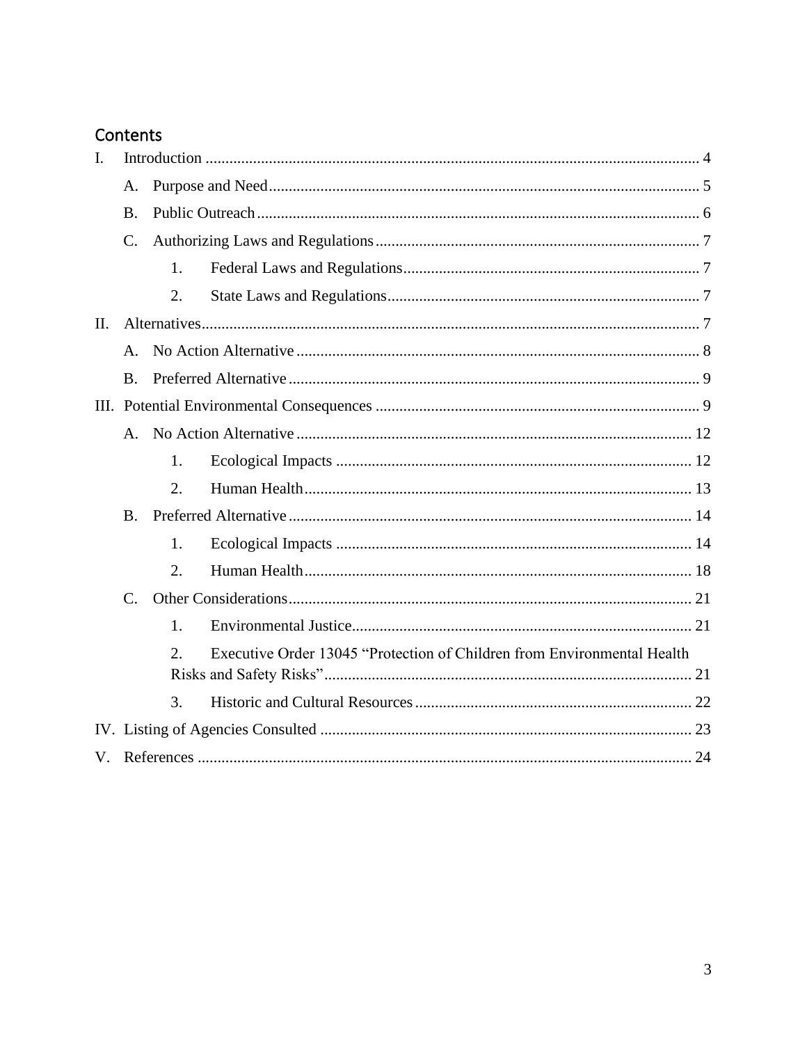## Contents

- I. Introduction ........ 4
  - A. Purpose and Need ........ 5
  - B. Public Outreach ........ 6
  - C. Authorizing Laws and Regulations ........ 7
    - 1. Federal Laws and Regulations ........ 7
    - 2. State Laws and Regulations ........ 7
- II. Alternatives ........ 7
  - A. No Action Alternative ........ 8
  - B. Preferred Alternative ........ 9
- III. Potential Environmental Consequences ........ 9
  - A. No Action Alternative ........ 12
    - 1. Ecological Impacts ........ 12
    - 2. Human Health ........ 13
  - B. Preferred Alternative ........ 14
    - 1. Ecological Impacts ........ 14
    - 2. Human Health ........ 18
  - C. Other Considerations ........ 21
    - 1. Environmental Justice ........ 21
    - 2. Executive Order 13045 "Protection of Children from Environmental Health Risks and Safety Risks" ........ 21
    - 3. Historic and Cultural Resources ........ 22
- IV. Listing of Agencies Consulted ........ 23
- V. References ........ 24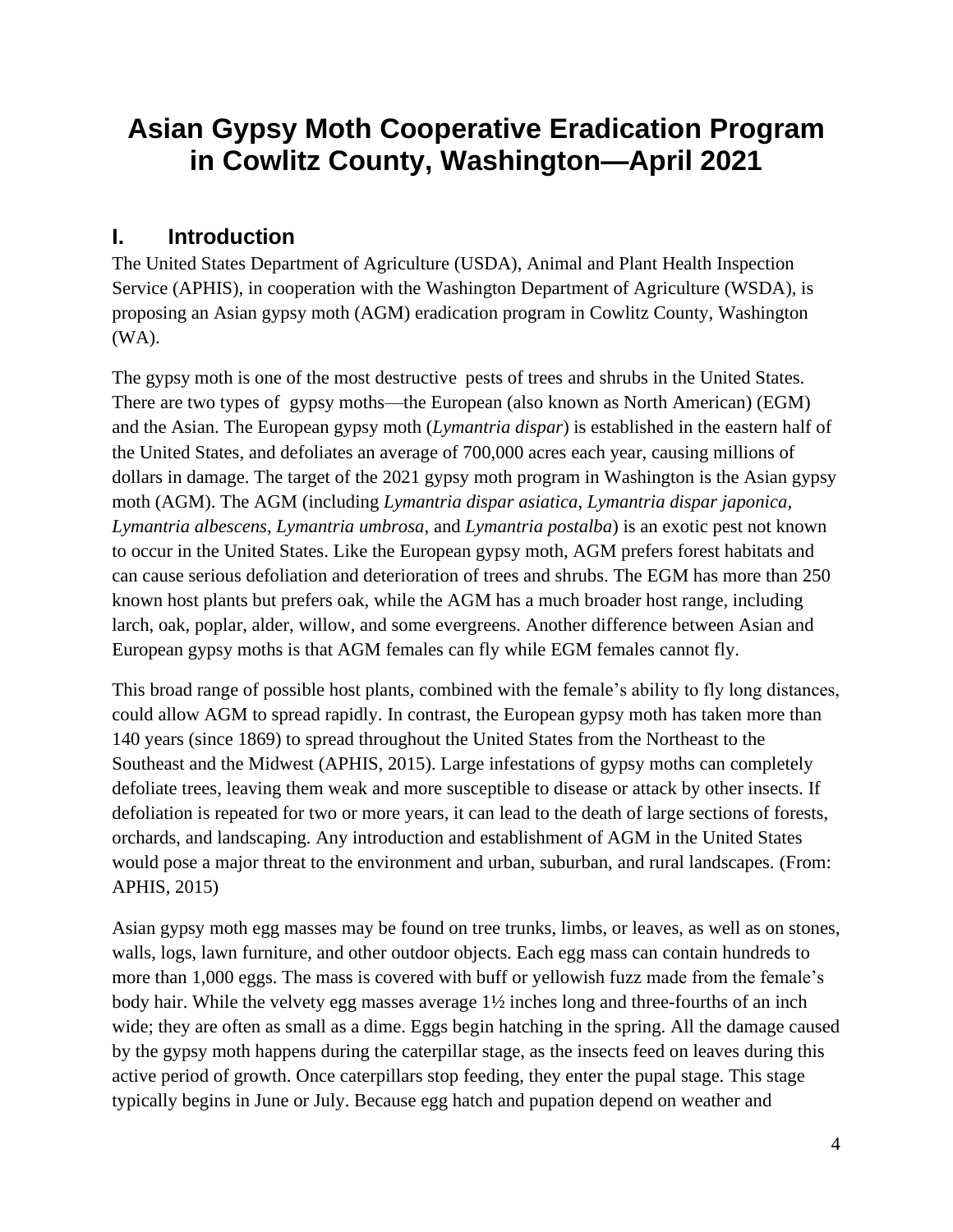# Asian Gypsy Moth Cooperative Eradication Program in Cowlitz County, Washington—April 2021

## I. Introduction

The United States Department of Agriculture (USDA), Animal and Plant Health Inspection Service (APHIS), in cooperation with the Washington Department of Agriculture (WSDA), is proposing an Asian gypsy moth (AGM) eradication program in Cowlitz County, Washington (WA).

The gypsy moth is one of the most destructive pests of trees and shrubs in the United States. There are two types of gypsy moths—the European (also known as North American) (EGM) and the Asian. The European gypsy moth (*Lymantria dispar*) is established in the eastern half of the United States, and defoliates an average of 700,000 acres each year, causing millions of dollars in damage. The target of the 2021 gypsy moth program in Washington is the Asian gypsy moth (AGM). The AGM (including *Lymantria dispar asiatica*, *Lymantria dispar japonica*, *Lymantria albescens*, *Lymantria umbrosa*, and *Lymantria postalba*) is an exotic pest not known to occur in the United States. Like the European gypsy moth, AGM prefers forest habitats and can cause serious defoliation and deterioration of trees and shrubs. The EGM has more than 250 known host plants but prefers oak, while the AGM has a much broader host range, including larch, oak, poplar, alder, willow, and some evergreens. Another difference between Asian and European gypsy moths is that AGM females can fly while EGM females cannot fly.

This broad range of possible host plants, combined with the female's ability to fly long distances, could allow AGM to spread rapidly. In contrast, the European gypsy moth has taken more than 140 years (since 1869) to spread throughout the United States from the Northeast to the Southeast and the Midwest (APHIS, 2015). Large infestations of gypsy moths can completely defoliate trees, leaving them weak and more susceptible to disease or attack by other insects. If defoliation is repeated for two or more years, it can lead to the death of large sections of forests, orchards, and landscaping. Any introduction and establishment of AGM in the United States would pose a major threat to the environment and urban, suburban, and rural landscapes. (From: APHIS, 2015)

Asian gypsy moth egg masses may be found on tree trunks, limbs, or leaves, as well as on stones, walls, logs, lawn furniture, and other outdoor objects. Each egg mass can contain hundreds to more than 1,000 eggs. The mass is covered with buff or yellowish fuzz made from the female's body hair. While the velvety egg masses average 1½ inches long and three-fourths of an inch wide; they are often as small as a dime. Eggs begin hatching in the spring. All the damage caused by the gypsy moth happens during the caterpillar stage, as the insects feed on leaves during this active period of growth. Once caterpillars stop feeding, they enter the pupal stage. This stage typically begins in June or July. Because egg hatch and pupation depend on weather and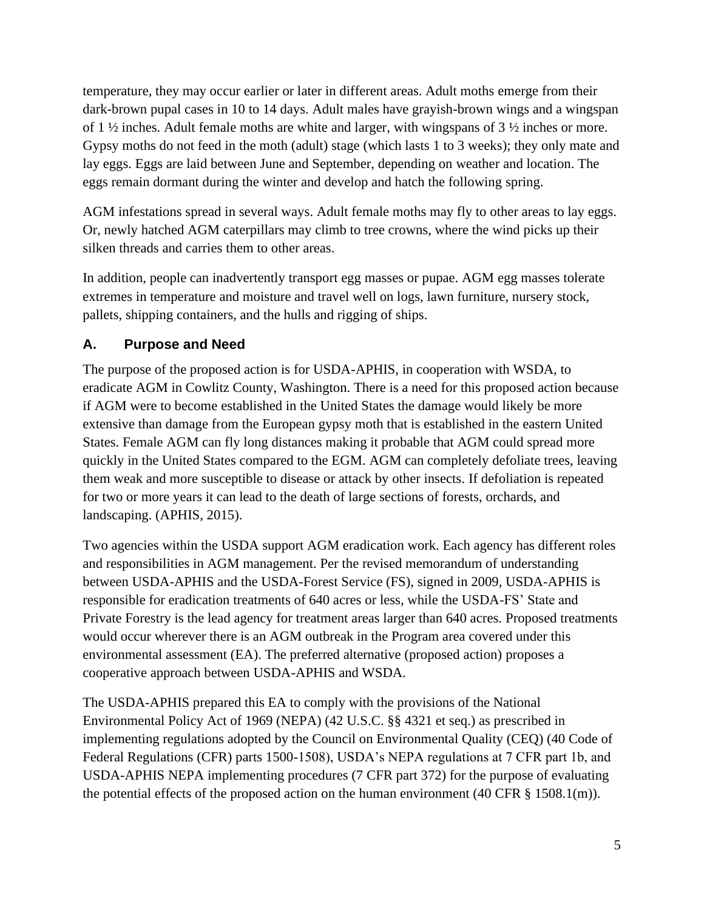temperature, they may occur earlier or later in different areas. Adult moths emerge from their dark-brown pupal cases in 10 to 14 days. Adult males have grayish-brown wings and a wingspan of 1 ½ inches. Adult female moths are white and larger, with wingspans of 3 ½ inches or more. Gypsy moths do not feed in the moth (adult) stage (which lasts 1 to 3 weeks); they only mate and lay eggs. Eggs are laid between June and September, depending on weather and location. The eggs remain dormant during the winter and develop and hatch the following spring.

AGM infestations spread in several ways. Adult female moths may fly to other areas to lay eggs. Or, newly hatched AGM caterpillars may climb to tree crowns, where the wind picks up their silken threads and carries them to other areas.

In addition, people can inadvertently transport egg masses or pupae. AGM egg masses tolerate extremes in temperature and moisture and travel well on logs, lawn furniture, nursery stock, pallets, shipping containers, and the hulls and rigging of ships.

## A. Purpose and Need

The purpose of the proposed action is for USDA-APHIS, in cooperation with WSDA, to eradicate AGM in Cowlitz County, Washington. There is a need for this proposed action because if AGM were to become established in the United States the damage would likely be more extensive than damage from the European gypsy moth that is established in the eastern United States. Female AGM can fly long distances making it probable that AGM could spread more quickly in the United States compared to the EGM. AGM can completely defoliate trees, leaving them weak and more susceptible to disease or attack by other insects. If defoliation is repeated for two or more years it can lead to the death of large sections of forests, orchards, and landscaping. (APHIS, 2015).

Two agencies within the USDA support AGM eradication work. Each agency has different roles and responsibilities in AGM management. Per the revised memorandum of understanding between USDA-APHIS and the USDA-Forest Service (FS), signed in 2009, USDA-APHIS is responsible for eradication treatments of 640 acres or less, while the USDA-FS' State and Private Forestry is the lead agency for treatment areas larger than 640 acres. Proposed treatments would occur wherever there is an AGM outbreak in the Program area covered under this environmental assessment (EA). The preferred alternative (proposed action) proposes a cooperative approach between USDA-APHIS and WSDA.

The USDA-APHIS prepared this EA to comply with the provisions of the National Environmental Policy Act of 1969 (NEPA) (42 U.S.C. §§ 4321 et seq.) as prescribed in implementing regulations adopted by the Council on Environmental Quality (CEQ) (40 Code of Federal Regulations (CFR) parts 1500-1508), USDA's NEPA regulations at 7 CFR part 1b, and USDA-APHIS NEPA implementing procedures (7 CFR part 372) for the purpose of evaluating the potential effects of the proposed action on the human environment (40 CFR § 1508.1(m)).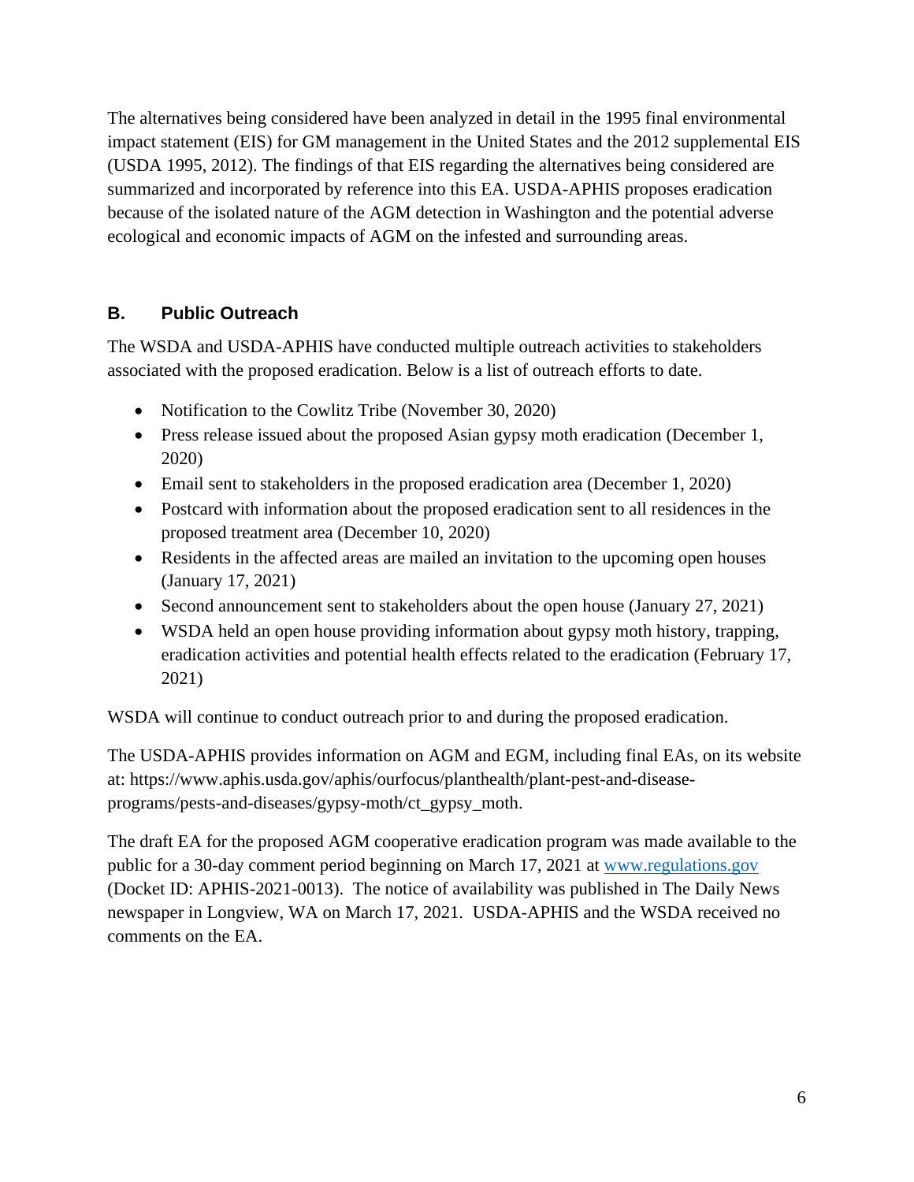The alternatives being considered have been analyzed in detail in the 1995 final environmental impact statement (EIS) for GM management in the United States and the 2012 supplemental EIS (USDA 1995, 2012). The findings of that EIS regarding the alternatives being considered are summarized and incorporated by reference into this EA. USDA-APHIS proposes eradication because of the isolated nature of the AGM detection in Washington and the potential adverse ecological and economic impacts of AGM on the infested and surrounding areas.

## B. Public Outreach

The WSDA and USDA-APHIS have conducted multiple outreach activities to stakeholders associated with the proposed eradication. Below is a list of outreach efforts to date.

- Notification to the Cowlitz Tribe (November 30, 2020)
- Press release issued about the proposed Asian gypsy moth eradication (December 1, 2020)
- Email sent to stakeholders in the proposed eradication area (December 1, 2020)
- Postcard with information about the proposed eradication sent to all residences in the proposed treatment area (December 10, 2020)
- Residents in the affected areas are mailed an invitation to the upcoming open houses (January 17, 2021)
- Second announcement sent to stakeholders about the open house (January 27, 2021)
- WSDA held an open house providing information about gypsy moth history, trapping, eradication activities and potential health effects related to the eradication (February 17, 2021)

WSDA will continue to conduct outreach prior to and during the proposed eradication.

The USDA-APHIS provides information on AGM and EGM, including final EAs, on its website at: https://www.aphis.usda.gov/aphis/ourfocus/planthealth/plant-pest-and-disease-programs/pests-and-diseases/gypsy-moth/ct_gypsy_moth.

The draft EA for the proposed AGM cooperative eradication program was made available to the public for a 30-day comment period beginning on March 17, 2021 at [www.regulations.gov](http://www.regulations.gov) (Docket ID: APHIS-2021-0013). The notice of availability was published in The Daily News newspaper in Longview, WA on March 17, 2021. USDA-APHIS and the WSDA received no comments on the EA.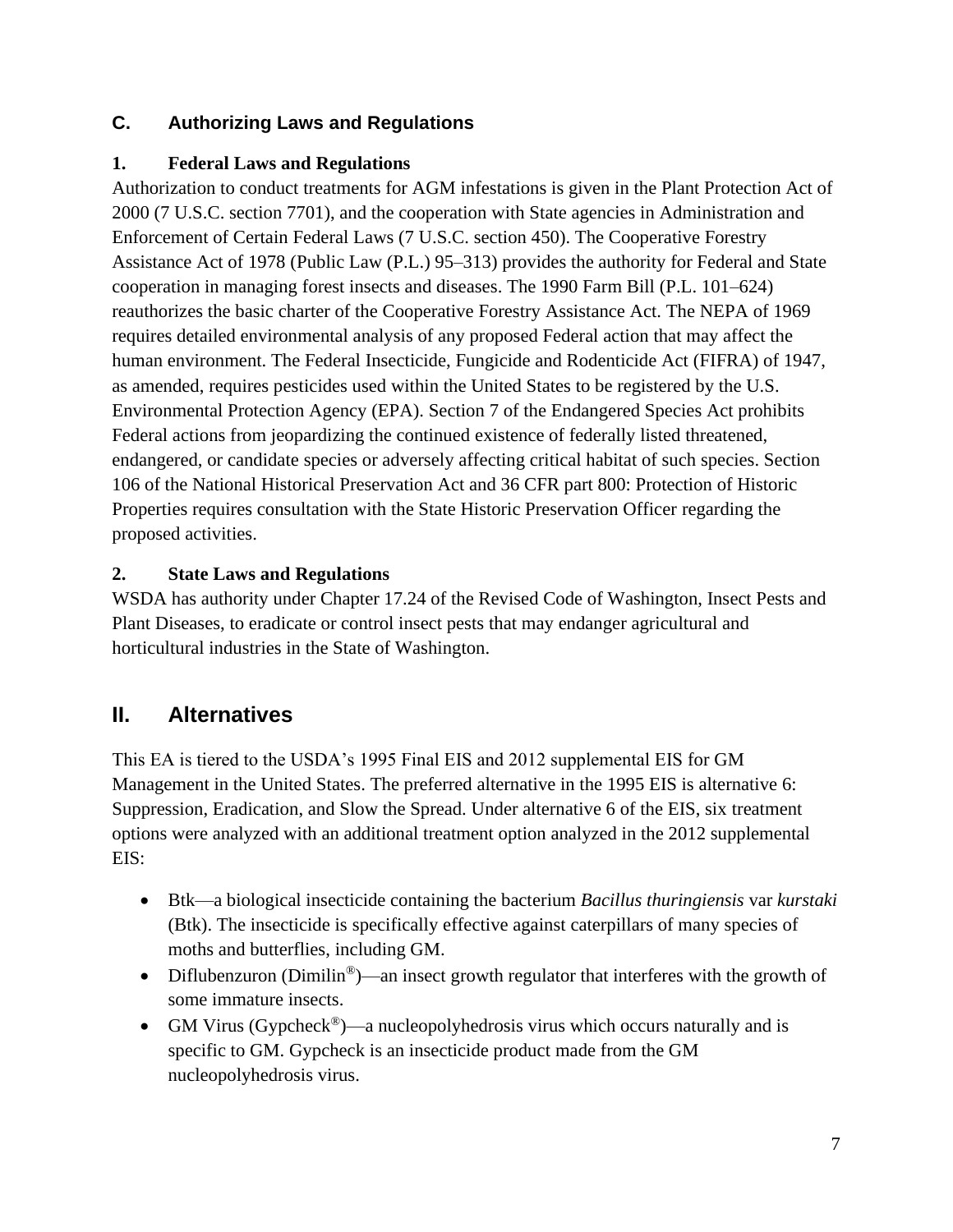### C. Authorizing Laws and Regulations

#### 1. Federal Laws and Regulations

Authorization to conduct treatments for AGM infestations is given in the Plant Protection Act of 2000 (7 U.S.C. section 7701), and the cooperation with State agencies in Administration and Enforcement of Certain Federal Laws (7 U.S.C. section 450). The Cooperative Forestry Assistance Act of 1978 (Public Law (P.L.) 95–313) provides the authority for Federal and State cooperation in managing forest insects and diseases. The 1990 Farm Bill (P.L. 101–624) reauthorizes the basic charter of the Cooperative Forestry Assistance Act. The NEPA of 1969 requires detailed environmental analysis of any proposed Federal action that may affect the human environment. The Federal Insecticide, Fungicide and Rodenticide Act (FIFRA) of 1947, as amended, requires pesticides used within the United States to be registered by the U.S. Environmental Protection Agency (EPA). Section 7 of the Endangered Species Act prohibits Federal actions from jeopardizing the continued existence of federally listed threatened, endangered, or candidate species or adversely affecting critical habitat of such species. Section 106 of the National Historical Preservation Act and 36 CFR part 800: Protection of Historic Properties requires consultation with the State Historic Preservation Officer regarding the proposed activities.

#### 2. State Laws and Regulations

WSDA has authority under Chapter 17.24 of the Revised Code of Washington, Insect Pests and Plant Diseases, to eradicate or control insect pests that may endanger agricultural and horticultural industries in the State of Washington.

## II. Alternatives

This EA is tiered to the USDA's 1995 Final EIS and 2012 supplemental EIS for GM Management in the United States. The preferred alternative in the 1995 EIS is alternative 6: Suppression, Eradication, and Slow the Spread. Under alternative 6 of the EIS, six treatment options were analyzed with an additional treatment option analyzed in the 2012 supplemental EIS:

- Btk—a biological insecticide containing the bacterium *Bacillus thuringiensis* var *kurstaki* (Btk). The insecticide is specifically effective against caterpillars of many species of moths and butterflies, including GM.
- Diflubenzuron (Dimilin®)—an insect growth regulator that interferes with the growth of some immature insects.
- GM Virus (Gypcheck®)—a nucleopolyhedrosis virus which occurs naturally and is specific to GM. Gypcheck is an insecticide product made from the GM nucleopolyhedrosis virus.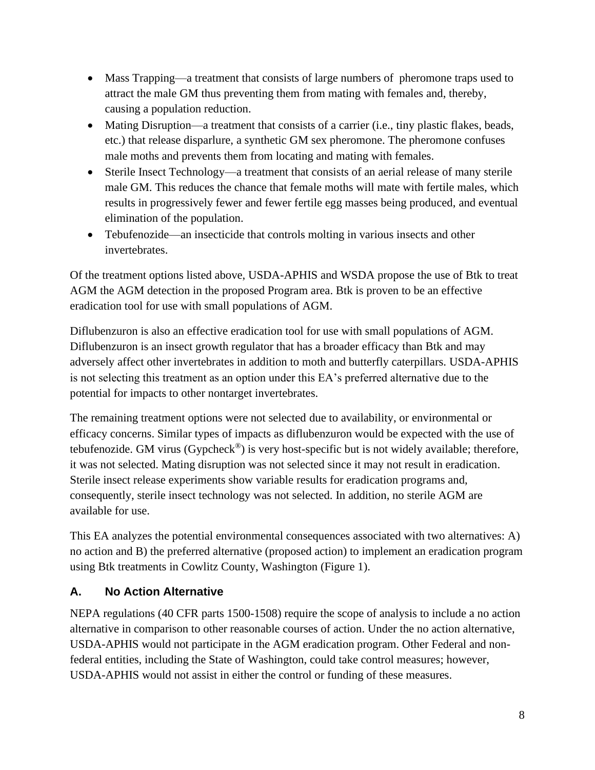- Mass Trapping—a treatment that consists of large numbers of pheromone traps used to attract the male GM thus preventing them from mating with females and, thereby, causing a population reduction.
- Mating Disruption—a treatment that consists of a carrier (i.e., tiny plastic flakes, beads, etc.) that release disparlure, a synthetic GM sex pheromone. The pheromone confuses male moths and prevents them from locating and mating with females.
- Sterile Insect Technology—a treatment that consists of an aerial release of many sterile male GM. This reduces the chance that female moths will mate with fertile males, which results in progressively fewer and fewer fertile egg masses being produced, and eventual elimination of the population.
- Tebufenozide—an insecticide that controls molting in various insects and other invertebrates.

Of the treatment options listed above, USDA-APHIS and WSDA propose the use of Btk to treat AGM the AGM detection in the proposed Program area. Btk is proven to be an effective eradication tool for use with small populations of AGM.

Diflubenzuron is also an effective eradication tool for use with small populations of AGM. Diflubenzuron is an insect growth regulator that has a broader efficacy than Btk and may adversely affect other invertebrates in addition to moth and butterfly caterpillars. USDA-APHIS is not selecting this treatment as an option under this EA's preferred alternative due to the potential for impacts to other nontarget invertebrates.

The remaining treatment options were not selected due to availability, or environmental or efficacy concerns. Similar types of impacts as diflubenzuron would be expected with the use of tebufenozide. GM virus (Gypcheck®) is very host-specific but is not widely available; therefore, it was not selected. Mating disruption was not selected since it may not result in eradication. Sterile insect release experiments show variable results for eradication programs and, consequently, sterile insect technology was not selected. In addition, no sterile AGM are available for use.

This EA analyzes the potential environmental consequences associated with two alternatives: A) no action and B) the preferred alternative (proposed action) to implement an eradication program using Btk treatments in Cowlitz County, Washington (Figure 1).

### A. No Action Alternative

NEPA regulations (40 CFR parts 1500-1508) require the scope of analysis to include a no action alternative in comparison to other reasonable courses of action. Under the no action alternative, USDA-APHIS would not participate in the AGM eradication program. Other Federal and non-federal entities, including the State of Washington, could take control measures; however, USDA-APHIS would not assist in either the control or funding of these measures.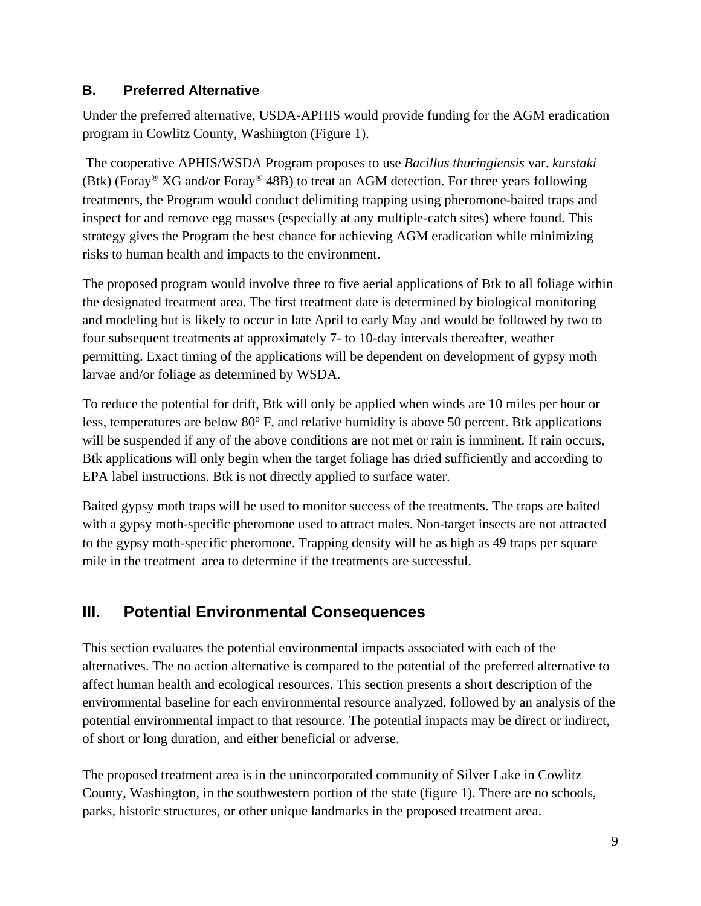### B. Preferred Alternative

Under the preferred alternative, USDA-APHIS would provide funding for the AGM eradication program in Cowlitz County, Washington (Figure 1).

The cooperative APHIS/WSDA Program proposes to use *Bacillus thuringiensis* var. *kurstaki* (Btk) (Foray® XG and/or Foray® 48B) to treat an AGM detection. For three years following treatments, the Program would conduct delimiting trapping using pheromone-baited traps and inspect for and remove egg masses (especially at any multiple-catch sites) where found. This strategy gives the Program the best chance for achieving AGM eradication while minimizing risks to human health and impacts to the environment.

The proposed program would involve three to five aerial applications of Btk to all foliage within the designated treatment area. The first treatment date is determined by biological monitoring and modeling but is likely to occur in late April to early May and would be followed by two to four subsequent treatments at approximately 7- to 10-day intervals thereafter, weather permitting. Exact timing of the applications will be dependent on development of gypsy moth larvae and/or foliage as determined by WSDA.

To reduce the potential for drift, Btk will only be applied when winds are 10 miles per hour or less, temperatures are below 80º F, and relative humidity is above 50 percent. Btk applications will be suspended if any of the above conditions are not met or rain is imminent. If rain occurs, Btk applications will only begin when the target foliage has dried sufficiently and according to EPA label instructions. Btk is not directly applied to surface water.

Baited gypsy moth traps will be used to monitor success of the treatments. The traps are baited with a gypsy moth-specific pheromone used to attract males. Non-target insects are not attracted to the gypsy moth-specific pheromone. Trapping density will be as high as 49 traps per square mile in the treatment area to determine if the treatments are successful.

## III. Potential Environmental Consequences

This section evaluates the potential environmental impacts associated with each of the alternatives. The no action alternative is compared to the potential of the preferred alternative to affect human health and ecological resources. This section presents a short description of the environmental baseline for each environmental resource analyzed, followed by an analysis of the potential environmental impact to that resource. The potential impacts may be direct or indirect, of short or long duration, and either beneficial or adverse.

The proposed treatment area is in the unincorporated community of Silver Lake in Cowlitz County, Washington, in the southwestern portion of the state (figure 1). There are no schools, parks, historic structures, or other unique landmarks in the proposed treatment area.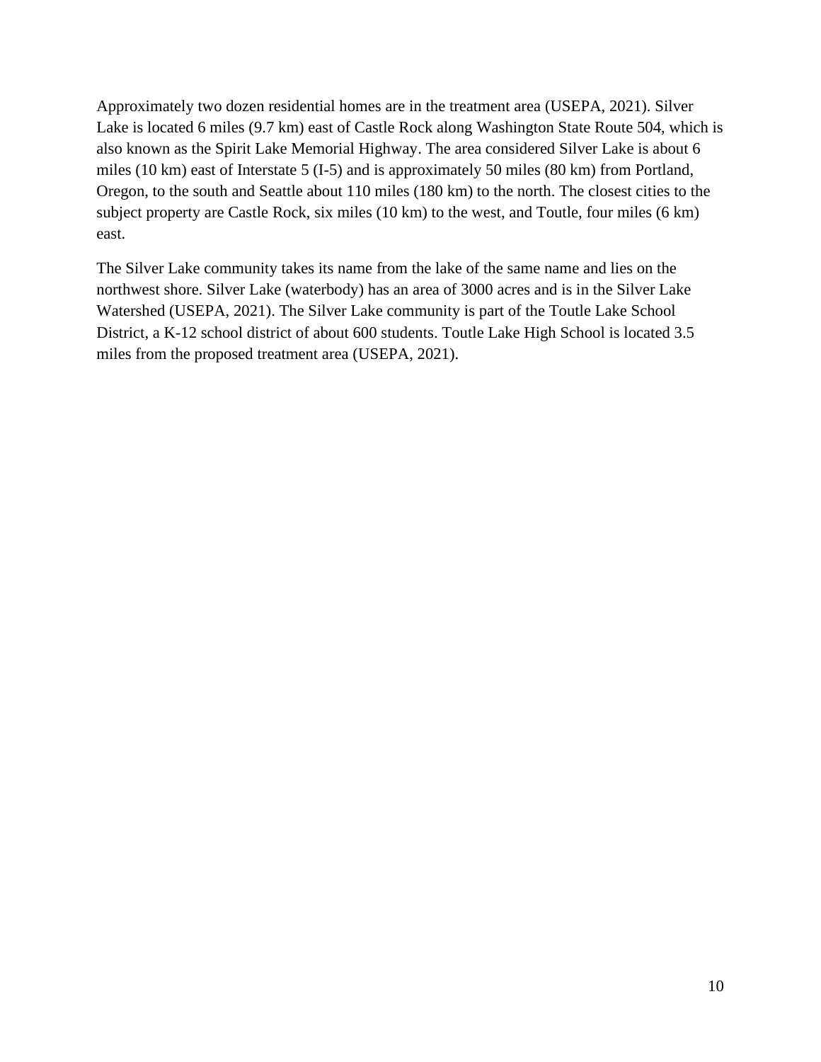Approximately two dozen residential homes are in the treatment area (USEPA, 2021). Silver Lake is located 6 miles (9.7 km) east of Castle Rock along Washington State Route 504, which is also known as the Spirit Lake Memorial Highway. The area considered Silver Lake is about 6 miles (10 km) east of Interstate 5 (I-5) and is approximately 50 miles (80 km) from Portland, Oregon, to the south and Seattle about 110 miles (180 km) to the north. The closest cities to the subject property are Castle Rock, six miles (10 km) to the west, and Toutle, four miles (6 km) east.

The Silver Lake community takes its name from the lake of the same name and lies on the northwest shore. Silver Lake (waterbody) has an area of 3000 acres and is in the Silver Lake Watershed (USEPA, 2021). The Silver Lake community is part of the Toutle Lake School District, a K-12 school district of about 600 students. Toutle Lake High School is located 3.5 miles from the proposed treatment area (USEPA, 2021).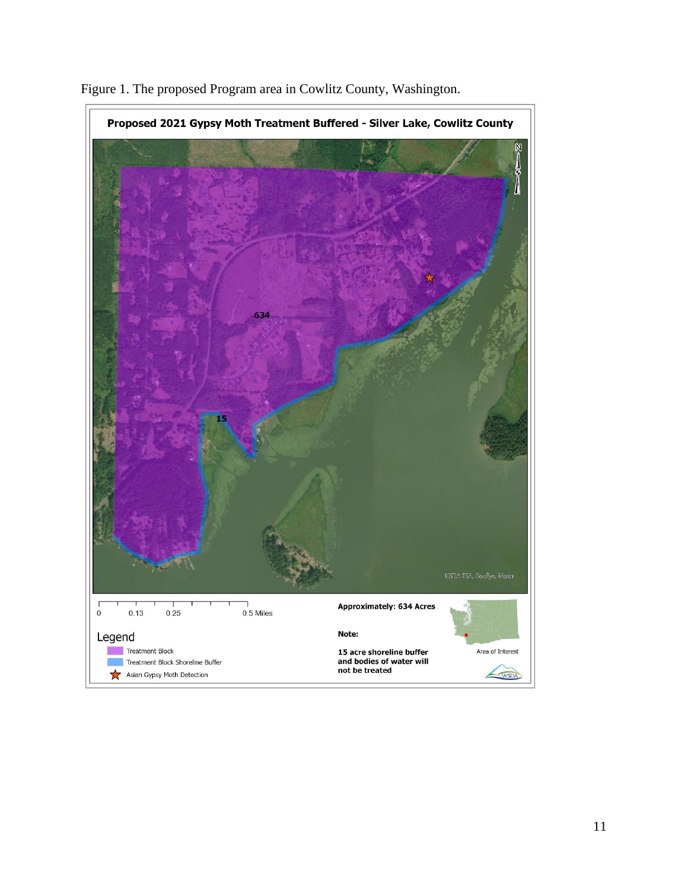Figure 1. The proposed Program area in Cowlitz County, Washington.

**Proposed 2021 Gypsy Moth Treatment Buffered - Silver Lake, Cowlitz County**

634

15

0 0.13 0.25 0.5 Miles

**Approximately: 634 Acres**

**Note:**

**15 acre shoreline buffer and bodies of water will not be treated**

Area of Interest

Legend

- Treatment Block
- Treatment Block Shoreline Buffer
- Asian Gypsy Moth Detection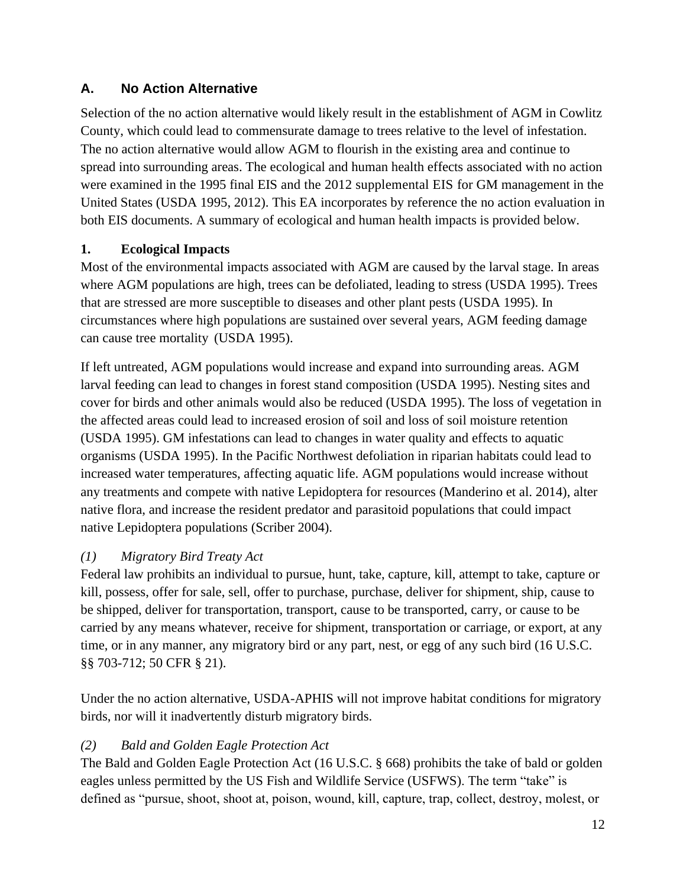## A. No Action Alternative

Selection of the no action alternative would likely result in the establishment of AGM in Cowlitz County, which could lead to commensurate damage to trees relative to the level of infestation. The no action alternative would allow AGM to flourish in the existing area and continue to spread into surrounding areas. The ecological and human health effects associated with no action were examined in the 1995 final EIS and the 2012 supplemental EIS for GM management in the United States (USDA 1995, 2012). This EA incorporates by reference the no action evaluation in both EIS documents. A summary of ecological and human health impacts is provided below.

### 1. Ecological Impacts

Most of the environmental impacts associated with AGM are caused by the larval stage. In areas where AGM populations are high, trees can be defoliated, leading to stress (USDA 1995). Trees that are stressed are more susceptible to diseases and other plant pests (USDA 1995). In circumstances where high populations are sustained over several years, AGM feeding damage can cause tree mortality (USDA 1995).

If left untreated, AGM populations would increase and expand into surrounding areas. AGM larval feeding can lead to changes in forest stand composition (USDA 1995). Nesting sites and cover for birds and other animals would also be reduced (USDA 1995). The loss of vegetation in the affected areas could lead to increased erosion of soil and loss of soil moisture retention (USDA 1995). GM infestations can lead to changes in water quality and effects to aquatic organisms (USDA 1995). In the Pacific Northwest defoliation in riparian habitats could lead to increased water temperatures, affecting aquatic life. AGM populations would increase without any treatments and compete with native Lepidoptera for resources (Manderino et al. 2014), alter native flora, and increase the resident predator and parasitoid populations that could impact native Lepidoptera populations (Scriber 2004).

#### *(1) Migratory Bird Treaty Act*

Federal law prohibits an individual to pursue, hunt, take, capture, kill, attempt to take, capture or kill, possess, offer for sale, sell, offer to purchase, purchase, deliver for shipment, ship, cause to be shipped, deliver for transportation, transport, cause to be transported, carry, or cause to be carried by any means whatever, receive for shipment, transportation or carriage, or export, at any time, or in any manner, any migratory bird or any part, nest, or egg of any such bird (16 U.S.C. §§ 703-712; 50 CFR § 21).

Under the no action alternative, USDA-APHIS will not improve habitat conditions for migratory birds, nor will it inadvertently disturb migratory birds.

#### *(2) Bald and Golden Eagle Protection Act*

The Bald and Golden Eagle Protection Act (16 U.S.C. § 668) prohibits the take of bald or golden eagles unless permitted by the US Fish and Wildlife Service (USFWS). The term "take" is defined as "pursue, shoot, shoot at, poison, wound, kill, capture, trap, collect, destroy, molest, or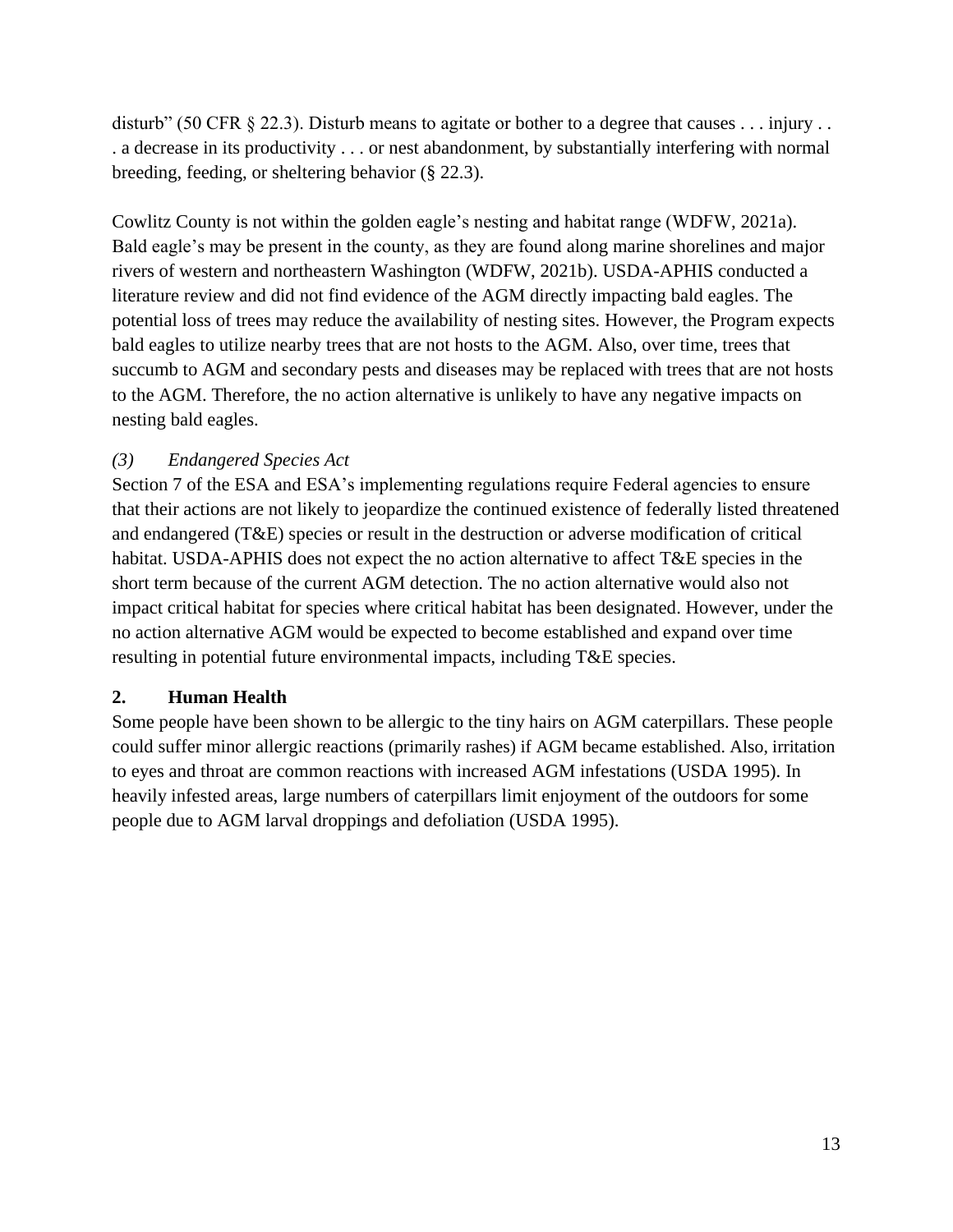disturb" (50 CFR § 22.3). Disturb means to agitate or bother to a degree that causes . . . injury . . . a decrease in its productivity . . . or nest abandonment, by substantially interfering with normal breeding, feeding, or sheltering behavior (§ 22.3).

Cowlitz County is not within the golden eagle's nesting and habitat range (WDFW, 2021a). Bald eagle's may be present in the county, as they are found along marine shorelines and major rivers of western and northeastern Washington (WDFW, 2021b). USDA-APHIS conducted a literature review and did not find evidence of the AGM directly impacting bald eagles. The potential loss of trees may reduce the availability of nesting sites. However, the Program expects bald eagles to utilize nearby trees that are not hosts to the AGM. Also, over time, trees that succumb to AGM and secondary pests and diseases may be replaced with trees that are not hosts to the AGM. Therefore, the no action alternative is unlikely to have any negative impacts on nesting bald eagles.

*(3) Endangered Species Act*

Section 7 of the ESA and ESA's implementing regulations require Federal agencies to ensure that their actions are not likely to jeopardize the continued existence of federally listed threatened and endangered (T&E) species or result in the destruction or adverse modification of critical habitat. USDA-APHIS does not expect the no action alternative to affect T&E species in the short term because of the current AGM detection. The no action alternative would also not impact critical habitat for species where critical habitat has been designated. However, under the no action alternative AGM would be expected to become established and expand over time resulting in potential future environmental impacts, including T&E species.

## 2. Human Health

Some people have been shown to be allergic to the tiny hairs on AGM caterpillars. These people could suffer minor allergic reactions (primarily rashes) if AGM became established. Also, irritation to eyes and throat are common reactions with increased AGM infestations (USDA 1995). In heavily infested areas, large numbers of caterpillars limit enjoyment of the outdoors for some people due to AGM larval droppings and defoliation (USDA 1995).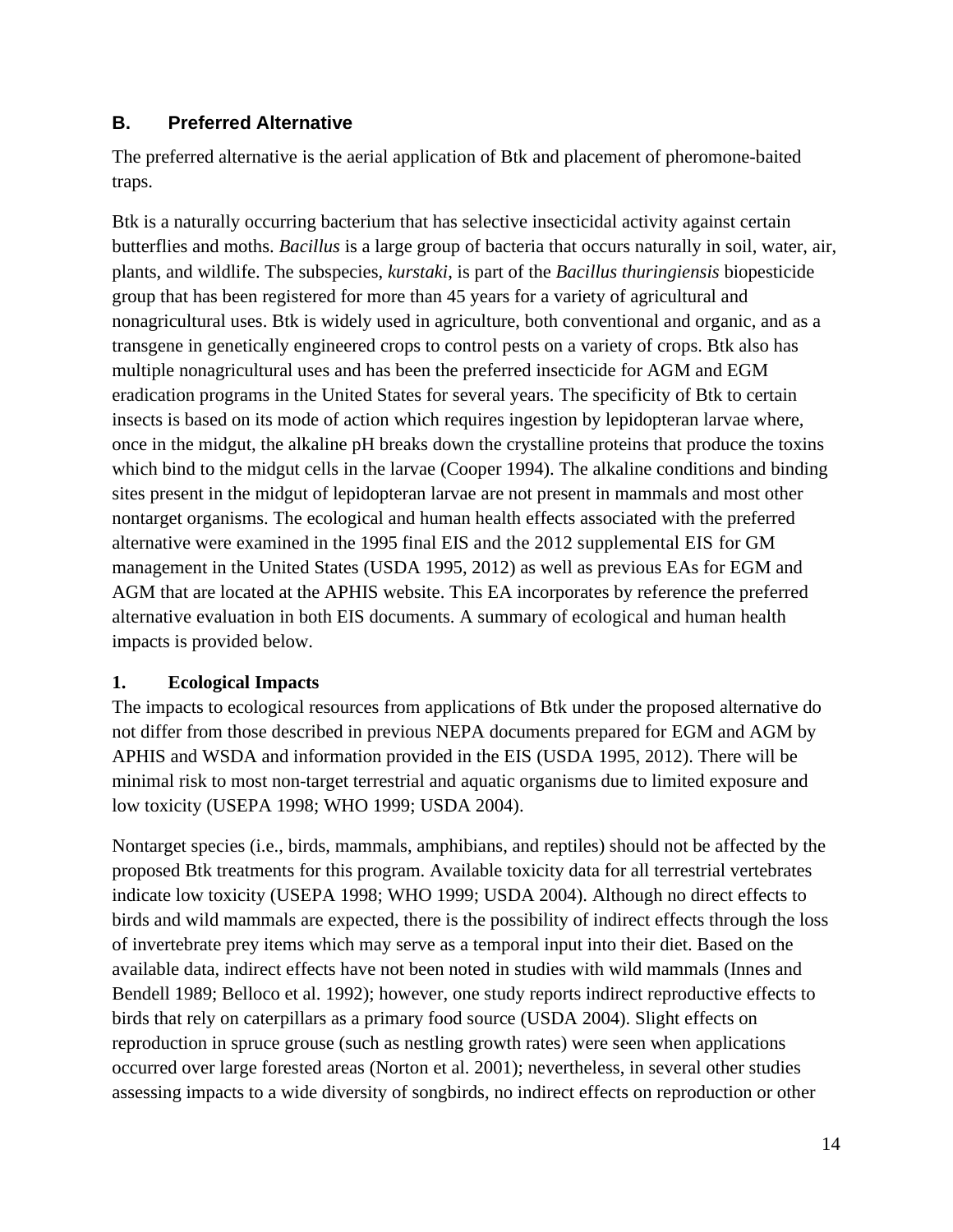## B. Preferred Alternative

The preferred alternative is the aerial application of Btk and placement of pheromone-baited traps.

Btk is a naturally occurring bacterium that has selective insecticidal activity against certain butterflies and moths. *Bacillus* is a large group of bacteria that occurs naturally in soil, water, air, plants, and wildlife. The subspecies, *kurstaki*, is part of the *Bacillus thuringiensis* biopesticide group that has been registered for more than 45 years for a variety of agricultural and nonagricultural uses. Btk is widely used in agriculture, both conventional and organic, and as a transgene in genetically engineered crops to control pests on a variety of crops. Btk also has multiple nonagricultural uses and has been the preferred insecticide for AGM and EGM eradication programs in the United States for several years. The specificity of Btk to certain insects is based on its mode of action which requires ingestion by lepidopteran larvae where, once in the midgut, the alkaline pH breaks down the crystalline proteins that produce the toxins which bind to the midgut cells in the larvae (Cooper 1994). The alkaline conditions and binding sites present in the midgut of lepidopteran larvae are not present in mammals and most other nontarget organisms. The ecological and human health effects associated with the preferred alternative were examined in the 1995 final EIS and the 2012 supplemental EIS for GM management in the United States (USDA 1995, 2012) as well as previous EAs for EGM and AGM that are located at the APHIS website. This EA incorporates by reference the preferred alternative evaluation in both EIS documents. A summary of ecological and human health impacts is provided below.

### 1. Ecological Impacts

The impacts to ecological resources from applications of Btk under the proposed alternative do not differ from those described in previous NEPA documents prepared for EGM and AGM by APHIS and WSDA and information provided in the EIS (USDA 1995, 2012). There will be minimal risk to most non-target terrestrial and aquatic organisms due to limited exposure and low toxicity (USEPA 1998; WHO 1999; USDA 2004).

Nontarget species (i.e., birds, mammals, amphibians, and reptiles) should not be affected by the proposed Btk treatments for this program. Available toxicity data for all terrestrial vertebrates indicate low toxicity (USEPA 1998; WHO 1999; USDA 2004). Although no direct effects to birds and wild mammals are expected, there is the possibility of indirect effects through the loss of invertebrate prey items which may serve as a temporal input into their diet. Based on the available data, indirect effects have not been noted in studies with wild mammals (Innes and Bendell 1989; Belloco et al. 1992); however, one study reports indirect reproductive effects to birds that rely on caterpillars as a primary food source (USDA 2004). Slight effects on reproduction in spruce grouse (such as nestling growth rates) were seen when applications occurred over large forested areas (Norton et al. 2001); nevertheless, in several other studies assessing impacts to a wide diversity of songbirds, no indirect effects on reproduction or other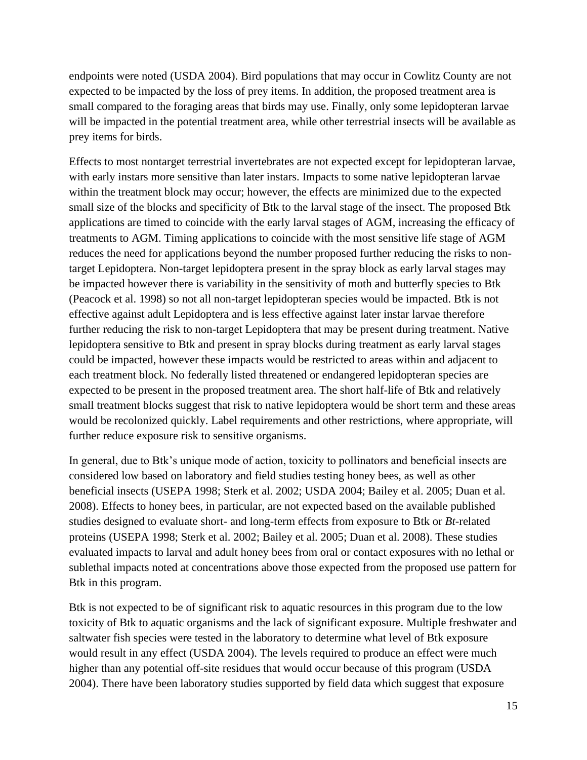endpoints were noted (USDA 2004). Bird populations that may occur in Cowlitz County are not expected to be impacted by the loss of prey items. In addition, the proposed treatment area is small compared to the foraging areas that birds may use. Finally, only some lepidopteran larvae will be impacted in the potential treatment area, while other terrestrial insects will be available as prey items for birds.

Effects to most nontarget terrestrial invertebrates are not expected except for lepidopteran larvae, with early instars more sensitive than later instars. Impacts to some native lepidopteran larvae within the treatment block may occur; however, the effects are minimized due to the expected small size of the blocks and specificity of Btk to the larval stage of the insect. The proposed Btk applications are timed to coincide with the early larval stages of AGM, increasing the efficacy of treatments to AGM. Timing applications to coincide with the most sensitive life stage of AGM reduces the need for applications beyond the number proposed further reducing the risks to non-target Lepidoptera. Non-target lepidoptera present in the spray block as early larval stages may be impacted however there is variability in the sensitivity of moth and butterfly species to Btk (Peacock et al. 1998) so not all non-target lepidopteran species would be impacted. Btk is not effective against adult Lepidoptera and is less effective against later instar larvae therefore further reducing the risk to non-target Lepidoptera that may be present during treatment. Native lepidoptera sensitive to Btk and present in spray blocks during treatment as early larval stages could be impacted, however these impacts would be restricted to areas within and adjacent to each treatment block. No federally listed threatened or endangered lepidopteran species are expected to be present in the proposed treatment area. The short half-life of Btk and relatively small treatment blocks suggest that risk to native lepidoptera would be short term and these areas would be recolonized quickly. Label requirements and other restrictions, where appropriate, will further reduce exposure risk to sensitive organisms.

In general, due to Btk's unique mode of action, toxicity to pollinators and beneficial insects are considered low based on laboratory and field studies testing honey bees, as well as other beneficial insects (USEPA 1998; Sterk et al. 2002; USDA 2004; Bailey et al. 2005; Duan et al. 2008). Effects to honey bees, in particular, are not expected based on the available published studies designed to evaluate short- and long-term effects from exposure to Btk or *Bt*-related proteins (USEPA 1998; Sterk et al. 2002; Bailey et al. 2005; Duan et al. 2008). These studies evaluated impacts to larval and adult honey bees from oral or contact exposures with no lethal or sublethal impacts noted at concentrations above those expected from the proposed use pattern for Btk in this program.

Btk is not expected to be of significant risk to aquatic resources in this program due to the low toxicity of Btk to aquatic organisms and the lack of significant exposure. Multiple freshwater and saltwater fish species were tested in the laboratory to determine what level of Btk exposure would result in any effect (USDA 2004). The levels required to produce an effect were much higher than any potential off-site residues that would occur because of this program (USDA 2004). There have been laboratory studies supported by field data which suggest that exposure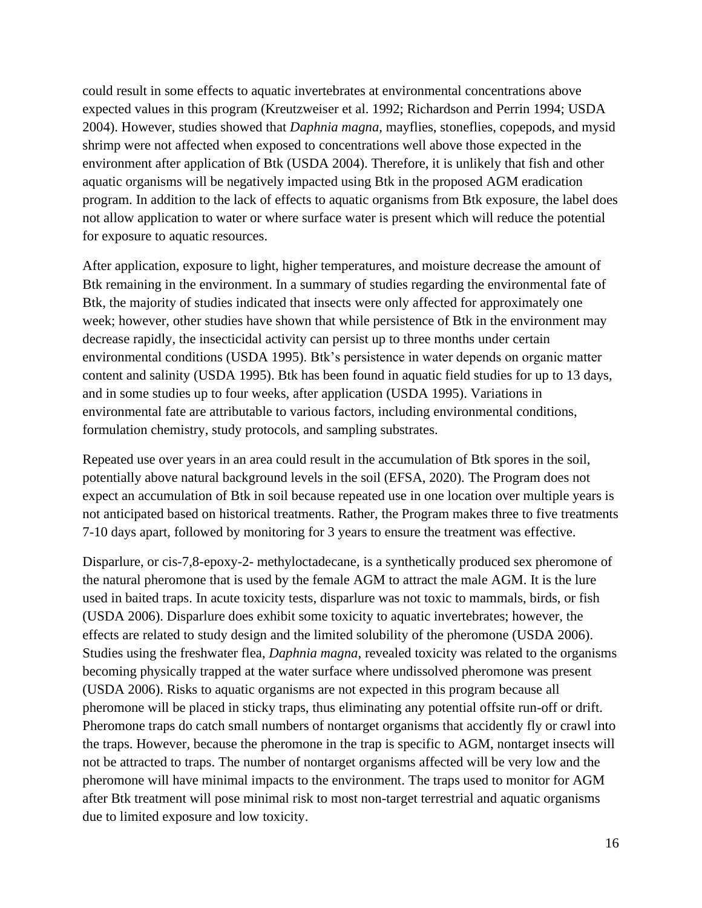could result in some effects to aquatic invertebrates at environmental concentrations above expected values in this program (Kreutzweiser et al. 1992; Richardson and Perrin 1994; USDA 2004). However, studies showed that *Daphnia magna*, mayflies, stoneflies, copepods, and mysid shrimp were not affected when exposed to concentrations well above those expected in the environment after application of Btk (USDA 2004). Therefore, it is unlikely that fish and other aquatic organisms will be negatively impacted using Btk in the proposed AGM eradication program. In addition to the lack of effects to aquatic organisms from Btk exposure, the label does not allow application to water or where surface water is present which will reduce the potential for exposure to aquatic resources.

After application, exposure to light, higher temperatures, and moisture decrease the amount of Btk remaining in the environment. In a summary of studies regarding the environmental fate of Btk, the majority of studies indicated that insects were only affected for approximately one week; however, other studies have shown that while persistence of Btk in the environment may decrease rapidly, the insecticidal activity can persist up to three months under certain environmental conditions (USDA 1995). Btk's persistence in water depends on organic matter content and salinity (USDA 1995). Btk has been found in aquatic field studies for up to 13 days, and in some studies up to four weeks, after application (USDA 1995). Variations in environmental fate are attributable to various factors, including environmental conditions, formulation chemistry, study protocols, and sampling substrates.

Repeated use over years in an area could result in the accumulation of Btk spores in the soil, potentially above natural background levels in the soil (EFSA, 2020). The Program does not expect an accumulation of Btk in soil because repeated use in one location over multiple years is not anticipated based on historical treatments. Rather, the Program makes three to five treatments 7-10 days apart, followed by monitoring for 3 years to ensure the treatment was effective.

Disparlure, or cis-7,8-epoxy-2- methyloctadecane, is a synthetically produced sex pheromone of the natural pheromone that is used by the female AGM to attract the male AGM. It is the lure used in baited traps. In acute toxicity tests, disparlure was not toxic to mammals, birds, or fish (USDA 2006). Disparlure does exhibit some toxicity to aquatic invertebrates; however, the effects are related to study design and the limited solubility of the pheromone (USDA 2006). Studies using the freshwater flea, *Daphnia magna*, revealed toxicity was related to the organisms becoming physically trapped at the water surface where undissolved pheromone was present (USDA 2006). Risks to aquatic organisms are not expected in this program because all pheromone will be placed in sticky traps, thus eliminating any potential offsite run-off or drift. Pheromone traps do catch small numbers of nontarget organisms that accidently fly or crawl into the traps. However, because the pheromone in the trap is specific to AGM, nontarget insects will not be attracted to traps. The number of nontarget organisms affected will be very low and the pheromone will have minimal impacts to the environment. The traps used to monitor for AGM after Btk treatment will pose minimal risk to most non-target terrestrial and aquatic organisms due to limited exposure and low toxicity.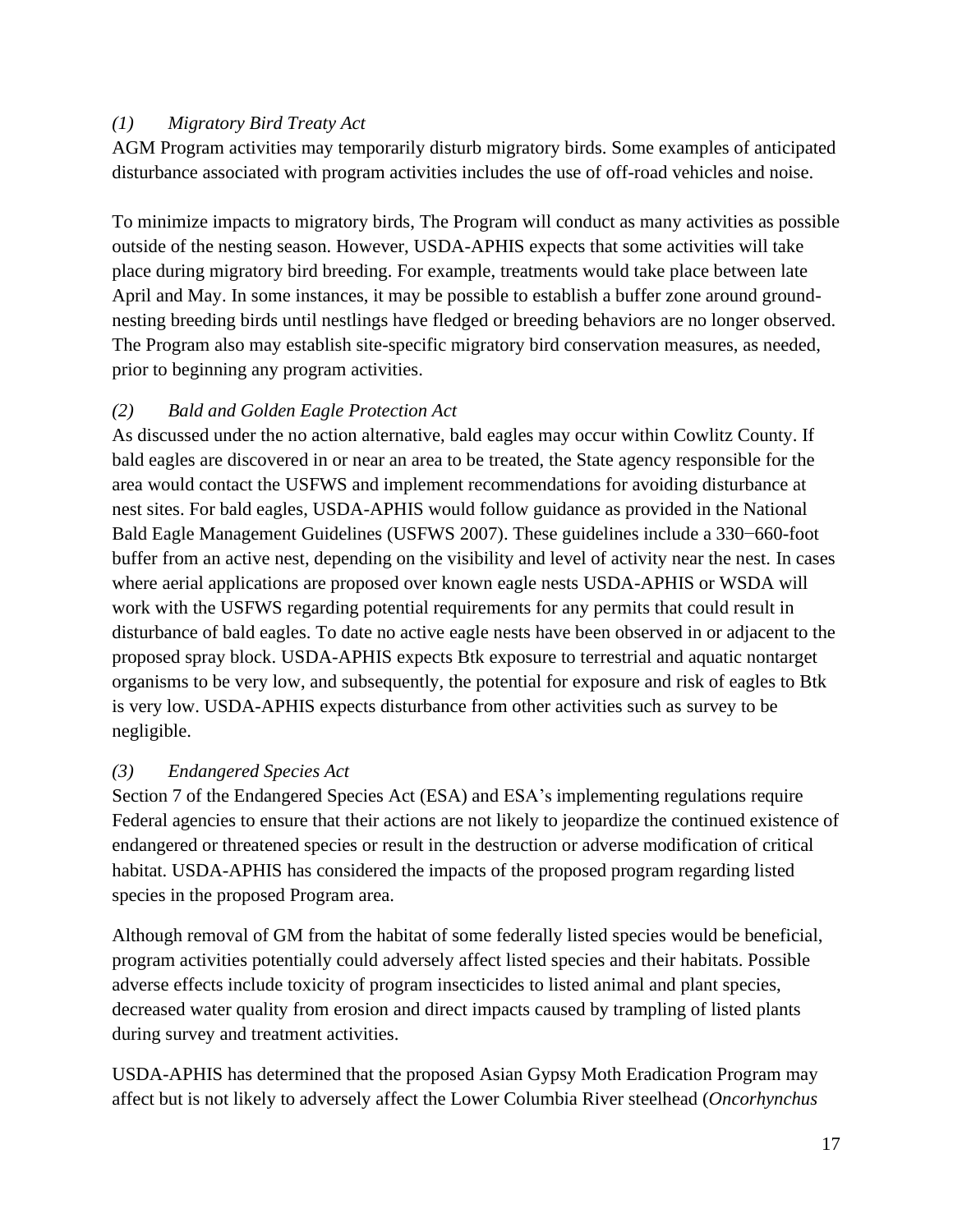*(1) Migratory Bird Treaty Act*

AGM Program activities may temporarily disturb migratory birds. Some examples of anticipated disturbance associated with program activities includes the use of off-road vehicles and noise.

To minimize impacts to migratory birds, The Program will conduct as many activities as possible outside of the nesting season. However, USDA-APHIS expects that some activities will take place during migratory bird breeding. For example, treatments would take place between late April and May. In some instances, it may be possible to establish a buffer zone around ground-nesting breeding birds until nestlings have fledged or breeding behaviors are no longer observed. The Program also may establish site-specific migratory bird conservation measures, as needed, prior to beginning any program activities.

*(2) Bald and Golden Eagle Protection Act*

As discussed under the no action alternative, bald eagles may occur within Cowlitz County. If bald eagles are discovered in or near an area to be treated, the State agency responsible for the area would contact the USFWS and implement recommendations for avoiding disturbance at nest sites. For bald eagles, USDA-APHIS would follow guidance as provided in the National Bald Eagle Management Guidelines (USFWS 2007). These guidelines include a 330−660-foot buffer from an active nest, depending on the visibility and level of activity near the nest. In cases where aerial applications are proposed over known eagle nests USDA-APHIS or WSDA will work with the USFWS regarding potential requirements for any permits that could result in disturbance of bald eagles. To date no active eagle nests have been observed in or adjacent to the proposed spray block. USDA-APHIS expects Btk exposure to terrestrial and aquatic nontarget organisms to be very low, and subsequently, the potential for exposure and risk of eagles to Btk is very low. USDA-APHIS expects disturbance from other activities such as survey to be negligible.

*(3) Endangered Species Act*

Section 7 of the Endangered Species Act (ESA) and ESA's implementing regulations require Federal agencies to ensure that their actions are not likely to jeopardize the continued existence of endangered or threatened species or result in the destruction or adverse modification of critical habitat. USDA-APHIS has considered the impacts of the proposed program regarding listed species in the proposed Program area.

Although removal of GM from the habitat of some federally listed species would be beneficial, program activities potentially could adversely affect listed species and their habitats. Possible adverse effects include toxicity of program insecticides to listed animal and plant species, decreased water quality from erosion and direct impacts caused by trampling of listed plants during survey and treatment activities.

USDA-APHIS has determined that the proposed Asian Gypsy Moth Eradication Program may affect but is not likely to adversely affect the Lower Columbia River steelhead (*Oncorhynchus*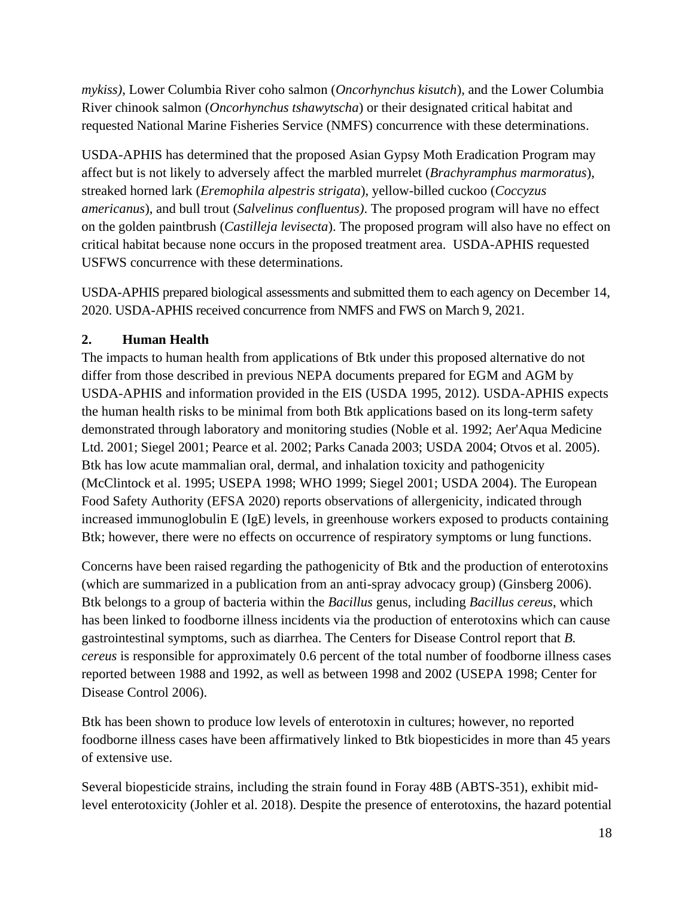*mykiss)*, Lower Columbia River coho salmon (*Oncorhynchus kisutch*), and the Lower Columbia River chinook salmon (*Oncorhynchus tshawytscha*) or their designated critical habitat and requested National Marine Fisheries Service (NMFS) concurrence with these determinations.

USDA-APHIS has determined that the proposed Asian Gypsy Moth Eradication Program may affect but is not likely to adversely affect the marbled murrelet (*Brachyramphus marmoratus*), streaked horned lark (*Eremophila alpestris strigata*), yellow-billed cuckoo (*Coccyzus americanus*), and bull trout (*Salvelinus confluentus)*. The proposed program will have no effect on the golden paintbrush (*Castilleja levisecta*). The proposed program will also have no effect on critical habitat because none occurs in the proposed treatment area. USDA-APHIS requested USFWS concurrence with these determinations.

USDA-APHIS prepared biological assessments and submitted them to each agency on December 14, 2020. USDA-APHIS received concurrence from NMFS and FWS on March 9, 2021.

### 2. Human Health

The impacts to human health from applications of Btk under this proposed alternative do not differ from those described in previous NEPA documents prepared for EGM and AGM by USDA-APHIS and information provided in the EIS (USDA 1995, 2012). USDA-APHIS expects the human health risks to be minimal from both Btk applications based on its long-term safety demonstrated through laboratory and monitoring studies (Noble et al. 1992; Aer'Aqua Medicine Ltd. 2001; Siegel 2001; Pearce et al. 2002; Parks Canada 2003; USDA 2004; Otvos et al. 2005). Btk has low acute mammalian oral, dermal, and inhalation toxicity and pathogenicity (McClintock et al. 1995; USEPA 1998; WHO 1999; Siegel 2001; USDA 2004). The European Food Safety Authority (EFSA 2020) reports observations of allergenicity, indicated through increased immunoglobulin E (IgE) levels, in greenhouse workers exposed to products containing Btk; however, there were no effects on occurrence of respiratory symptoms or lung functions.

Concerns have been raised regarding the pathogenicity of Btk and the production of enterotoxins (which are summarized in a publication from an anti-spray advocacy group) (Ginsberg 2006). Btk belongs to a group of bacteria within the *Bacillus* genus, including *Bacillus cereus*, which has been linked to foodborne illness incidents via the production of enterotoxins which can cause gastrointestinal symptoms, such as diarrhea. The Centers for Disease Control report that *B. cereus* is responsible for approximately 0.6 percent of the total number of foodborne illness cases reported between 1988 and 1992, as well as between 1998 and 2002 (USEPA 1998; Center for Disease Control 2006).

Btk has been shown to produce low levels of enterotoxin in cultures; however, no reported foodborne illness cases have been affirmatively linked to Btk biopesticides in more than 45 years of extensive use.

Several biopesticide strains, including the strain found in Foray 48B (ABTS-351), exhibit mid-level enterotoxicity (Johler et al. 2018). Despite the presence of enterotoxins, the hazard potential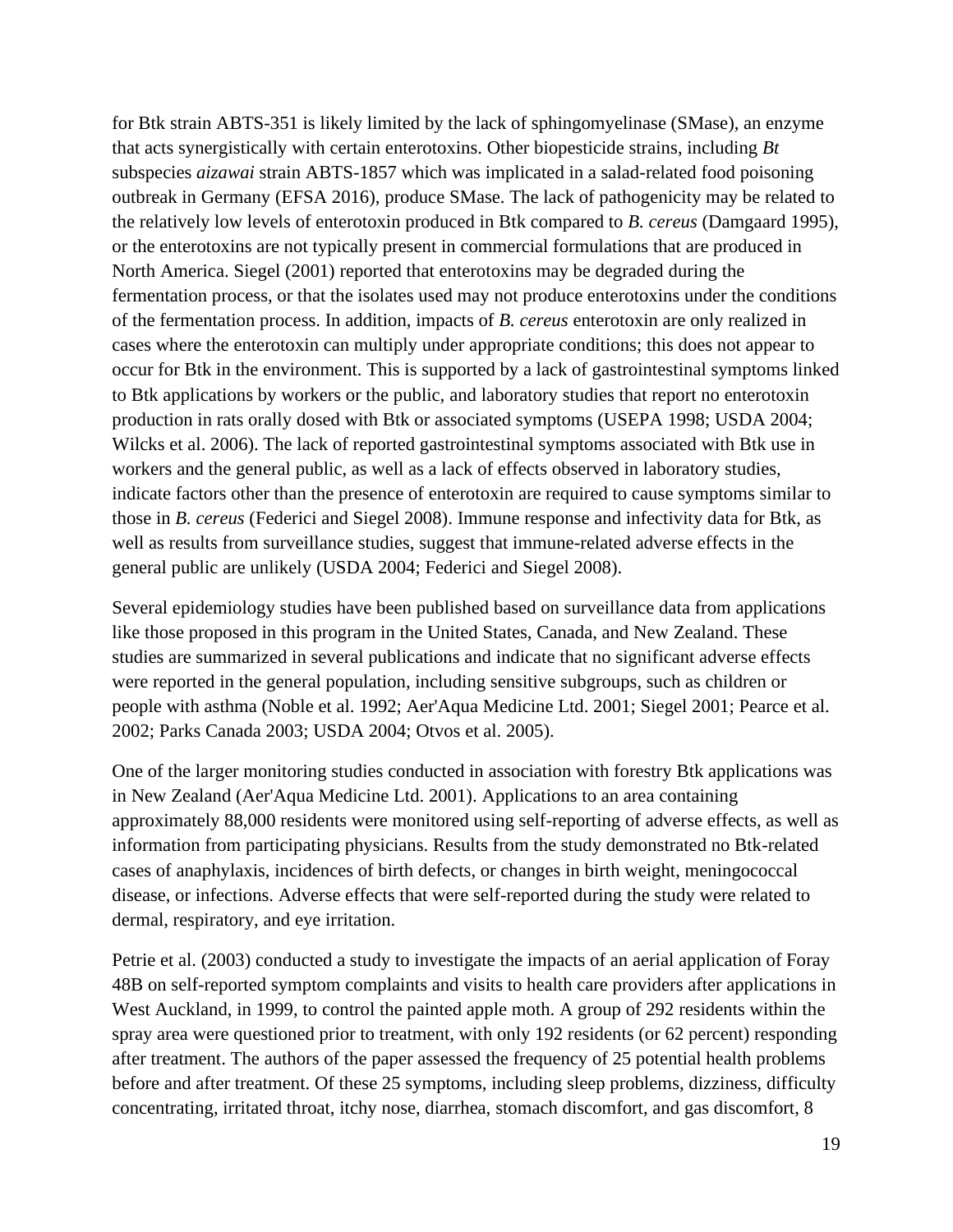for Btk strain ABTS-351 is likely limited by the lack of sphingomyelinase (SMase), an enzyme that acts synergistically with certain enterotoxins. Other biopesticide strains, including *Bt* subspecies *aizawai* strain ABTS-1857 which was implicated in a salad-related food poisoning outbreak in Germany (EFSA 2016), produce SMase. The lack of pathogenicity may be related to the relatively low levels of enterotoxin produced in Btk compared to *B. cereus* (Damgaard 1995), or the enterotoxins are not typically present in commercial formulations that are produced in North America. Siegel (2001) reported that enterotoxins may be degraded during the fermentation process, or that the isolates used may not produce enterotoxins under the conditions of the fermentation process. In addition, impacts of *B. cereus* enterotoxin are only realized in cases where the enterotoxin can multiply under appropriate conditions; this does not appear to occur for Btk in the environment. This is supported by a lack of gastrointestinal symptoms linked to Btk applications by workers or the public, and laboratory studies that report no enterotoxin production in rats orally dosed with Btk or associated symptoms (USEPA 1998; USDA 2004; Wilcks et al. 2006). The lack of reported gastrointestinal symptoms associated with Btk use in workers and the general public, as well as a lack of effects observed in laboratory studies, indicate factors other than the presence of enterotoxin are required to cause symptoms similar to those in *B. cereus* (Federici and Siegel 2008). Immune response and infectivity data for Btk, as well as results from surveillance studies, suggest that immune-related adverse effects in the general public are unlikely (USDA 2004; Federici and Siegel 2008).

Several epidemiology studies have been published based on surveillance data from applications like those proposed in this program in the United States, Canada, and New Zealand. These studies are summarized in several publications and indicate that no significant adverse effects were reported in the general population, including sensitive subgroups, such as children or people with asthma (Noble et al. 1992; Aer'Aqua Medicine Ltd. 2001; Siegel 2001; Pearce et al. 2002; Parks Canada 2003; USDA 2004; Otvos et al. 2005).

One of the larger monitoring studies conducted in association with forestry Btk applications was in New Zealand (Aer'Aqua Medicine Ltd. 2001). Applications to an area containing approximately 88,000 residents were monitored using self-reporting of adverse effects, as well as information from participating physicians. Results from the study demonstrated no Btk-related cases of anaphylaxis, incidences of birth defects, or changes in birth weight, meningococcal disease, or infections. Adverse effects that were self-reported during the study were related to dermal, respiratory, and eye irritation.

Petrie et al. (2003) conducted a study to investigate the impacts of an aerial application of Foray 48B on self-reported symptom complaints and visits to health care providers after applications in West Auckland, in 1999, to control the painted apple moth. A group of 292 residents within the spray area were questioned prior to treatment, with only 192 residents (or 62 percent) responding after treatment. The authors of the paper assessed the frequency of 25 potential health problems before and after treatment. Of these 25 symptoms, including sleep problems, dizziness, difficulty concentrating, irritated throat, itchy nose, diarrhea, stomach discomfort, and gas discomfort, 8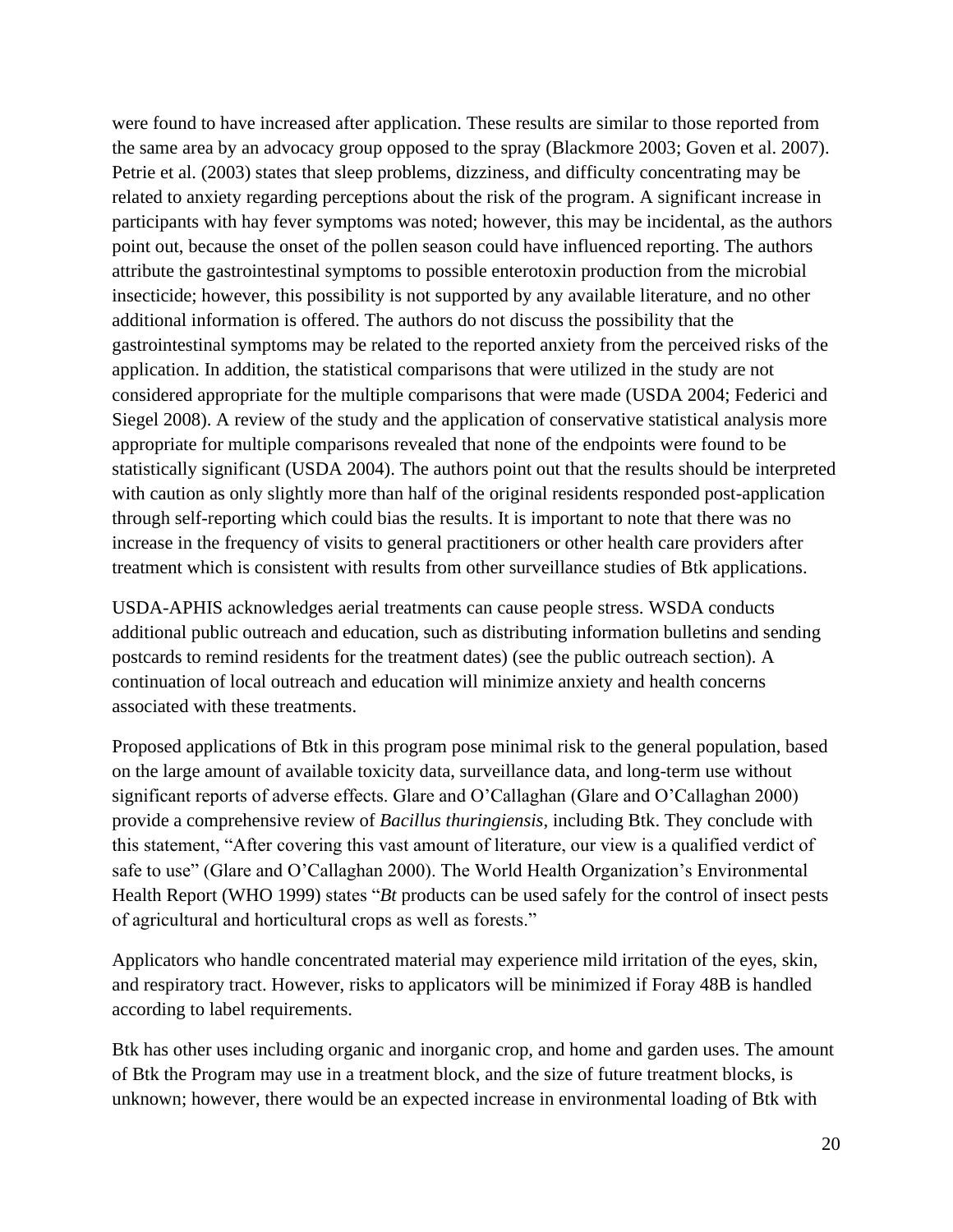were found to have increased after application. These results are similar to those reported from the same area by an advocacy group opposed to the spray (Blackmore 2003; Goven et al. 2007). Petrie et al. (2003) states that sleep problems, dizziness, and difficulty concentrating may be related to anxiety regarding perceptions about the risk of the program. A significant increase in participants with hay fever symptoms was noted; however, this may be incidental, as the authors point out, because the onset of the pollen season could have influenced reporting. The authors attribute the gastrointestinal symptoms to possible enterotoxin production from the microbial insecticide; however, this possibility is not supported by any available literature, and no other additional information is offered. The authors do not discuss the possibility that the gastrointestinal symptoms may be related to the reported anxiety from the perceived risks of the application. In addition, the statistical comparisons that were utilized in the study are not considered appropriate for the multiple comparisons that were made (USDA 2004; Federici and Siegel 2008). A review of the study and the application of conservative statistical analysis more appropriate for multiple comparisons revealed that none of the endpoints were found to be statistically significant (USDA 2004). The authors point out that the results should be interpreted with caution as only slightly more than half of the original residents responded post-application through self-reporting which could bias the results. It is important to note that there was no increase in the frequency of visits to general practitioners or other health care providers after treatment which is consistent with results from other surveillance studies of Btk applications.

USDA-APHIS acknowledges aerial treatments can cause people stress. WSDA conducts additional public outreach and education, such as distributing information bulletins and sending postcards to remind residents for the treatment dates) (see the public outreach section). A continuation of local outreach and education will minimize anxiety and health concerns associated with these treatments.

Proposed applications of Btk in this program pose minimal risk to the general population, based on the large amount of available toxicity data, surveillance data, and long-term use without significant reports of adverse effects. Glare and O'Callaghan (Glare and O'Callaghan 2000) provide a comprehensive review of *Bacillus thuringiensis*, including Btk. They conclude with this statement, "After covering this vast amount of literature, our view is a qualified verdict of safe to use" (Glare and O'Callaghan 2000). The World Health Organization's Environmental Health Report (WHO 1999) states "*Bt* products can be used safely for the control of insect pests of agricultural and horticultural crops as well as forests."

Applicators who handle concentrated material may experience mild irritation of the eyes, skin, and respiratory tract. However, risks to applicators will be minimized if Foray 48B is handled according to label requirements.

Btk has other uses including organic and inorganic crop, and home and garden uses. The amount of Btk the Program may use in a treatment block, and the size of future treatment blocks, is unknown; however, there would be an expected increase in environmental loading of Btk with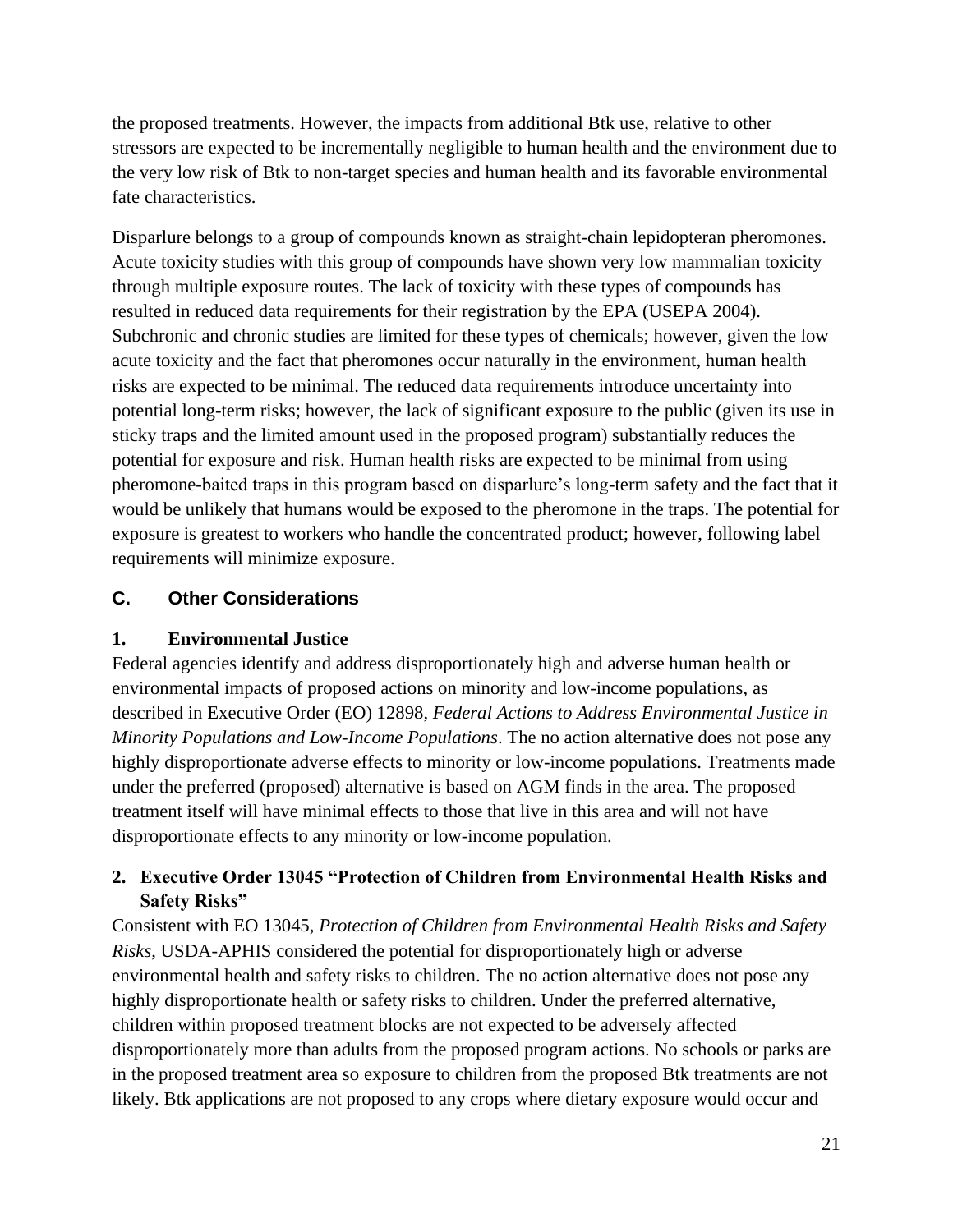the proposed treatments. However, the impacts from additional Btk use, relative to other stressors are expected to be incrementally negligible to human health and the environment due to the very low risk of Btk to non-target species and human health and its favorable environmental fate characteristics.

Disparlure belongs to a group of compounds known as straight-chain lepidopteran pheromones. Acute toxicity studies with this group of compounds have shown very low mammalian toxicity through multiple exposure routes. The lack of toxicity with these types of compounds has resulted in reduced data requirements for their registration by the EPA (USEPA 2004). Subchronic and chronic studies are limited for these types of chemicals; however, given the low acute toxicity and the fact that pheromones occur naturally in the environment, human health risks are expected to be minimal. The reduced data requirements introduce uncertainty into potential long-term risks; however, the lack of significant exposure to the public (given its use in sticky traps and the limited amount used in the proposed program) substantially reduces the potential for exposure and risk. Human health risks are expected to be minimal from using pheromone-baited traps in this program based on disparlure's long-term safety and the fact that it would be unlikely that humans would be exposed to the pheromone in the traps. The potential for exposure is greatest to workers who handle the concentrated product; however, following label requirements will minimize exposure.

## C. Other Considerations

### 1. Environmental Justice

Federal agencies identify and address disproportionately high and adverse human health or environmental impacts of proposed actions on minority and low-income populations, as described in Executive Order (EO) 12898, *Federal Actions to Address Environmental Justice in Minority Populations and Low-Income Populations*. The no action alternative does not pose any highly disproportionate adverse effects to minority or low-income populations. Treatments made under the preferred (proposed) alternative is based on AGM finds in the area. The proposed treatment itself will have minimal effects to those that live in this area and will not have disproportionate effects to any minority or low-income population.

### 2. Executive Order 13045 "Protection of Children from Environmental Health Risks and Safety Risks"

Consistent with EO 13045, *Protection of Children from Environmental Health Risks and Safety Risks*, USDA-APHIS considered the potential for disproportionately high or adverse environmental health and safety risks to children. The no action alternative does not pose any highly disproportionate health or safety risks to children. Under the preferred alternative, children within proposed treatment blocks are not expected to be adversely affected disproportionately more than adults from the proposed program actions. No schools or parks are in the proposed treatment area so exposure to children from the proposed Btk treatments are not likely. Btk applications are not proposed to any crops where dietary exposure would occur and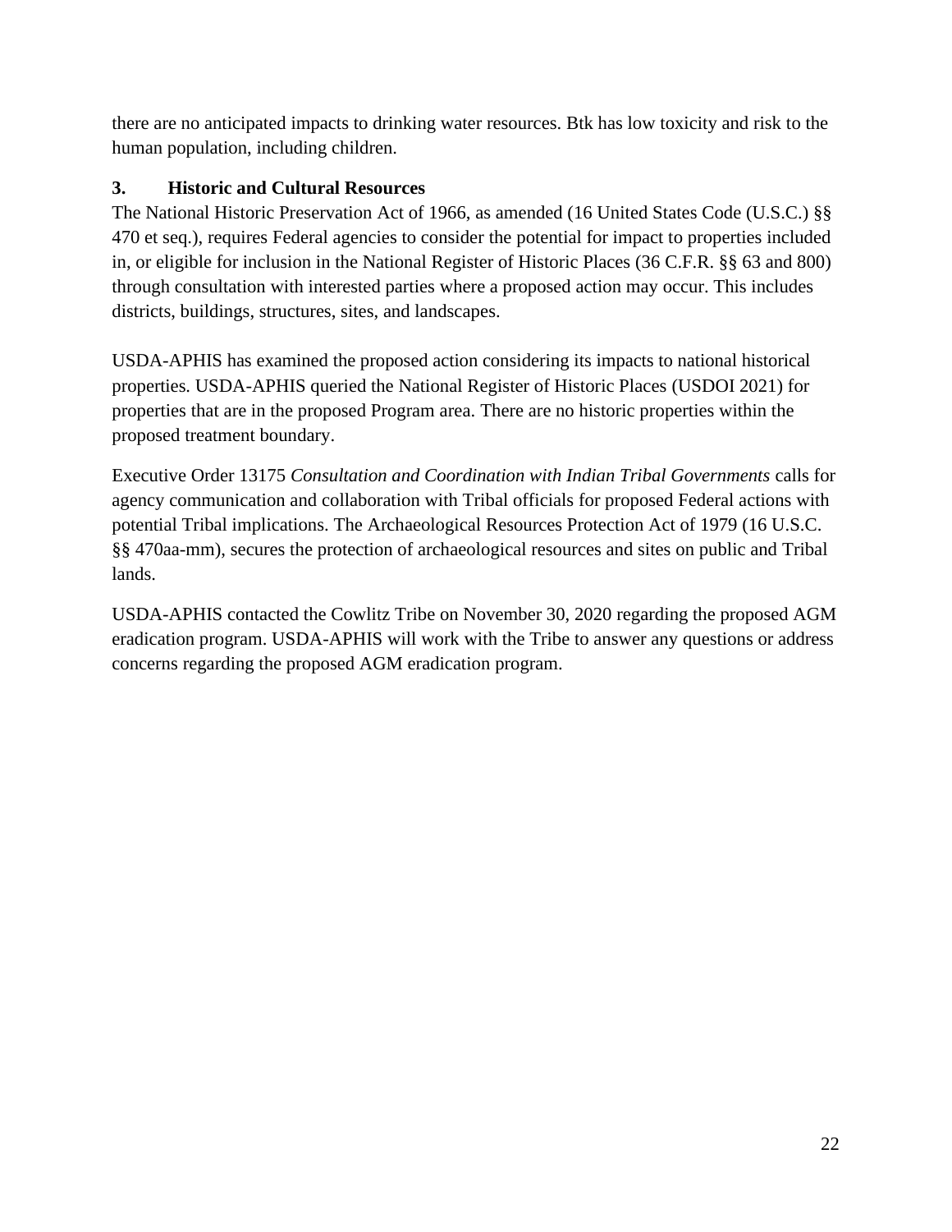there are no anticipated impacts to drinking water resources. Btk has low toxicity and risk to the human population, including children.

### 3. Historic and Cultural Resources

The National Historic Preservation Act of 1966, as amended (16 United States Code (U.S.C.) §§ 470 et seq.), requires Federal agencies to consider the potential for impact to properties included in, or eligible for inclusion in the National Register of Historic Places (36 C.F.R. §§ 63 and 800) through consultation with interested parties where a proposed action may occur. This includes districts, buildings, structures, sites, and landscapes.

USDA-APHIS has examined the proposed action considering its impacts to national historical properties. USDA-APHIS queried the National Register of Historic Places (USDOI 2021) for properties that are in the proposed Program area. There are no historic properties within the proposed treatment boundary.

Executive Order 13175 *Consultation and Coordination with Indian Tribal Governments* calls for agency communication and collaboration with Tribal officials for proposed Federal actions with potential Tribal implications. The Archaeological Resources Protection Act of 1979 (16 U.S.C. §§ 470aa-mm), secures the protection of archaeological resources and sites on public and Tribal lands.

USDA-APHIS contacted the Cowlitz Tribe on November 30, 2020 regarding the proposed AGM eradication program. USDA-APHIS will work with the Tribe to answer any questions or address concerns regarding the proposed AGM eradication program.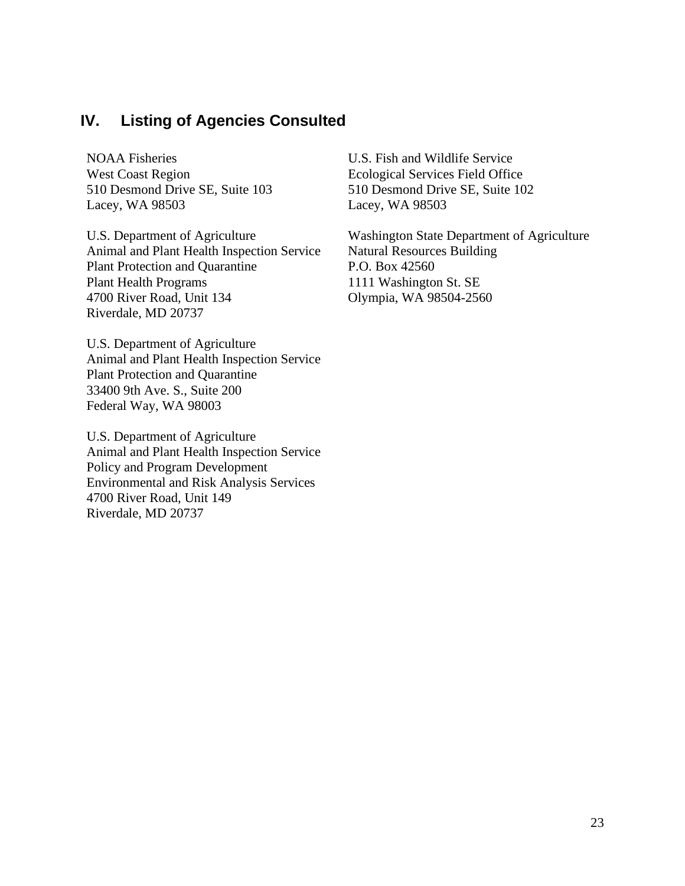## IV. Listing of Agencies Consulted

NOAA Fisheries
West Coast Region
510 Desmond Drive SE, Suite 103
Lacey, WA 98503

U.S. Department of Agriculture
Animal and Plant Health Inspection Service
Plant Protection and Quarantine
Plant Health Programs
4700 River Road, Unit 134
Riverdale, MD 20737

U.S. Department of Agriculture
Animal and Plant Health Inspection Service
Plant Protection and Quarantine
33400 9th Ave. S., Suite 200
Federal Way, WA 98003

U.S. Department of Agriculture
Animal and Plant Health Inspection Service
Policy and Program Development
Environmental and Risk Analysis Services
4700 River Road, Unit 149
Riverdale, MD 20737

U.S. Fish and Wildlife Service
Ecological Services Field Office
510 Desmond Drive SE, Suite 102
Lacey, WA 98503

Washington State Department of Agriculture
Natural Resources Building
P.O. Box 42560
1111 Washington St. SE
Olympia, WA 98504-2560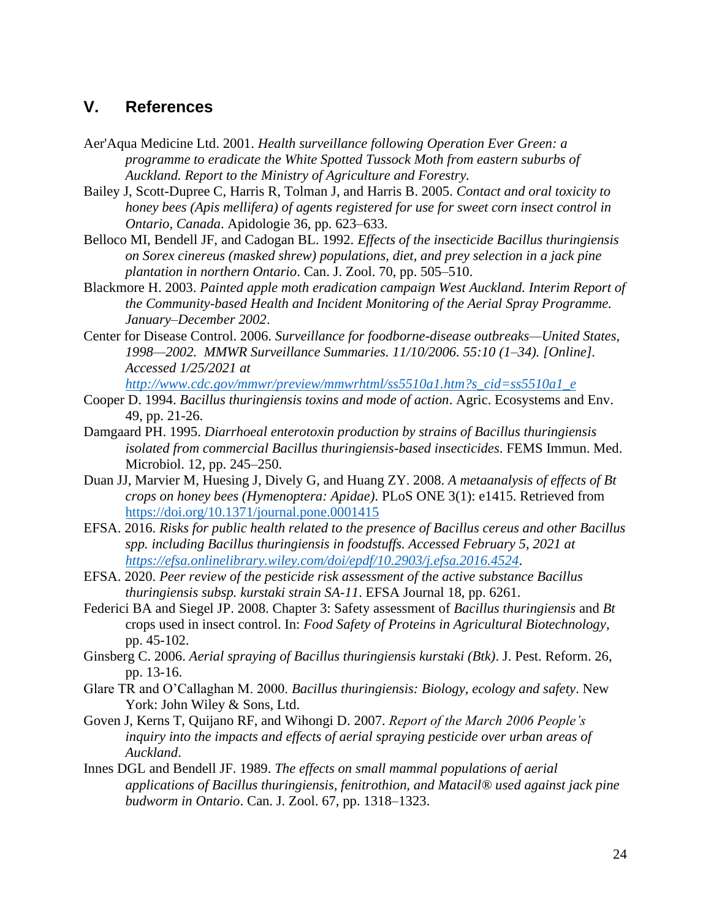## V. References

Aer'Aqua Medicine Ltd. 2001. *Health surveillance following Operation Ever Green: a programme to eradicate the White Spotted Tussock Moth from eastern suburbs of Auckland. Report to the Ministry of Agriculture and Forestry.*

Bailey J, Scott-Dupree C, Harris R, Tolman J, and Harris B. 2005. *Contact and oral toxicity to honey bees (Apis mellifera) of agents registered for use for sweet corn insect control in Ontario, Canada*. Apidologie 36, pp. 623–633.

Belloco MI, Bendell JF, and Cadogan BL. 1992. *Effects of the insecticide Bacillus thuringiensis on Sorex cinereus (masked shrew) populations, diet, and prey selection in a jack pine plantation in northern Ontario*. Can. J. Zool. 70, pp. 505–510.

Blackmore H. 2003. *Painted apple moth eradication campaign West Auckland. Interim Report of the Community-based Health and Incident Monitoring of the Aerial Spray Programme. January–December 2002*.

Center for Disease Control. 2006. *Surveillance for foodborne-disease outbreaks—United States, 1998—2002. MMWR Surveillance Summaries. 11/10/2006. 55:10 (1–34). [Online]. Accessed 1/25/2021 at [http://www.cdc.gov/mmwr/preview/mmwrhtml/ss5510a1.htm?s_cid=ss5510a1_e](http://www.cdc.gov/mmwr/preview/mmwrhtml/ss5510a1.htm?s_cid=ss5510a1_e)*

Cooper D. 1994. *Bacillus thuringiensis toxins and mode of action*. Agric. Ecosystems and Env. 49, pp. 21-26.

Damgaard PH. 1995. *Diarrhoeal enterotoxin production by strains of Bacillus thuringiensis isolated from commercial Bacillus thuringiensis-based insecticides*. FEMS Immun. Med. Microbiol. 12, pp. 245–250.

Duan JJ, Marvier M, Huesing J, Dively G, and Huang ZY. 2008. *A metaanalysis of effects of Bt crops on honey bees (Hymenoptera: Apidae)*. PLoS ONE 3(1): e1415. Retrieved from [https://doi.org/10.1371/journal.pone.0001415](https://doi.org/10.1371/journal.pone.0001415)

EFSA. 2016. *Risks for public health related to the presence of Bacillus cereus and other Bacillus spp. including Bacillus thuringiensis in foodstuffs. Accessed February 5, 2021 at [https://efsa.onlinelibrary.wiley.com/doi/epdf/10.2903/j.efsa.2016.4524](https://efsa.onlinelibrary.wiley.com/doi/epdf/10.2903/j.efsa.2016.4524)*.

EFSA. 2020. *Peer review of the pesticide risk assessment of the active substance Bacillus thuringiensis subsp. kurstaki strain SA-11*. EFSA Journal 18, pp. 6261.

Federici BA and Siegel JP. 2008. Chapter 3: Safety assessment of *Bacillus thuringiensis* and *Bt* crops used in insect control. In: *Food Safety of Proteins in Agricultural Biotechnology*, pp. 45-102.

Ginsberg C. 2006. *Aerial spraying of Bacillus thuringiensis kurstaki (Btk)*. J. Pest. Reform. 26, pp. 13-16.

Glare TR and O'Callaghan M. 2000. *Bacillus thuringiensis: Biology, ecology and safety*. New York: John Wiley & Sons, Ltd.

Goven J, Kerns T, Quijano RF, and Wihongi D. 2007. *Report of the March 2006 People's inquiry into the impacts and effects of aerial spraying pesticide over urban areas of Auckland*.

Innes DGL and Bendell JF. 1989. *The effects on small mammal populations of aerial applications of Bacillus thuringiensis, fenitrothion, and Matacil® used against jack pine budworm in Ontario*. Can. J. Zool. 67, pp. 1318–1323.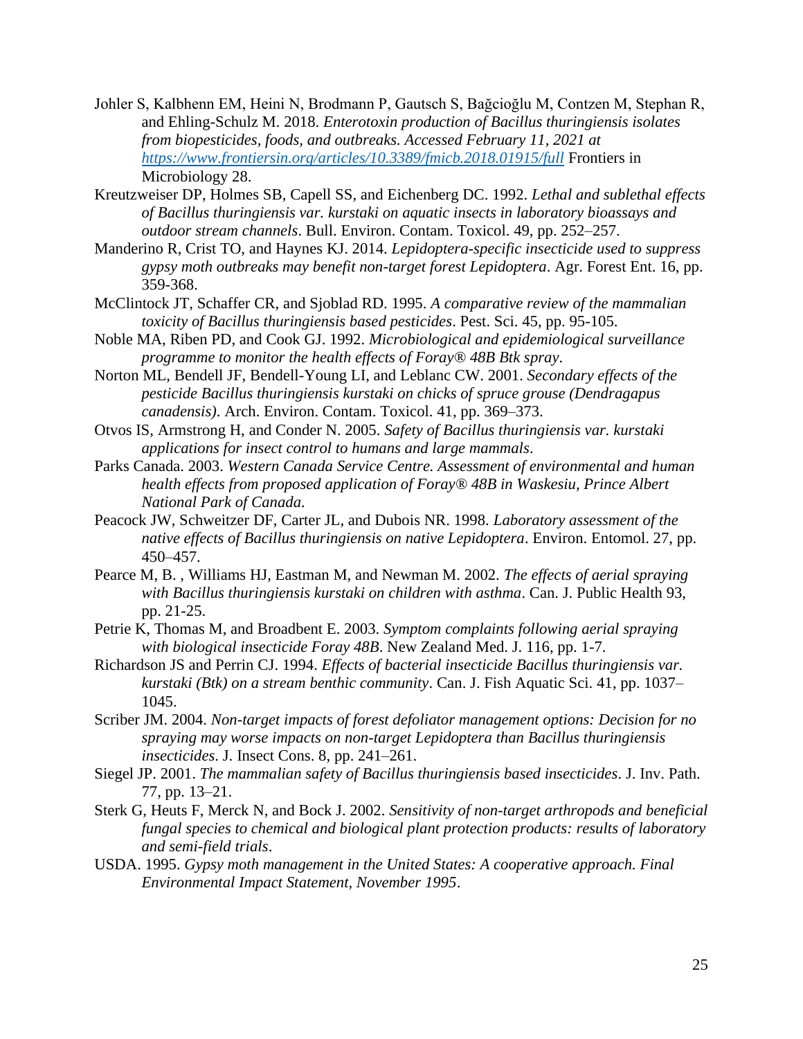Johler S, Kalbhenn EM, Heini N, Brodmann P, Gautsch S, Bağcioğlu M, Contzen M, Stephan R, and Ehling-Schulz M. 2018. *Enterotoxin production of Bacillus thuringiensis isolates from biopesticides, foods, and outbreaks. Accessed February 11, 2021 at [https://www.frontiersin.org/articles/10.3389/fmicb.2018.01915/full](https://www.frontiersin.org/articles/10.3389/fmicb.2018.01915/full)* Frontiers in Microbiology 28.

Kreutzweiser DP, Holmes SB, Capell SS, and Eichenberg DC. 1992. *Lethal and sublethal effects of Bacillus thuringiensis var. kurstaki on aquatic insects in laboratory bioassays and outdoor stream channels*. Bull. Environ. Contam. Toxicol. 49, pp. 252–257.

Manderino R, Crist TO, and Haynes KJ. 2014. *Lepidoptera-specific insecticide used to suppress gypsy moth outbreaks may benefit non-target forest Lepidoptera*. Agr. Forest Ent. 16, pp. 359-368.

McClintock JT, Schaffer CR, and Sjoblad RD. 1995. *A comparative review of the mammalian toxicity of Bacillus thuringiensis based pesticides*. Pest. Sci. 45, pp. 95-105.

Noble MA, Riben PD, and Cook GJ. 1992. *Microbiological and epidemiological surveillance programme to monitor the health effects of Foray® 48B Btk spray*.

Norton ML, Bendell JF, Bendell-Young LI, and Leblanc CW. 2001. *Secondary effects of the pesticide Bacillus thuringiensis kurstaki on chicks of spruce grouse (Dendragapus canadensis)*. Arch. Environ. Contam. Toxicol. 41, pp. 369–373.

Otvos IS, Armstrong H, and Conder N. 2005. *Safety of Bacillus thuringiensis var. kurstaki applications for insect control to humans and large mammals*.

Parks Canada. 2003. *Western Canada Service Centre. Assessment of environmental and human health effects from proposed application of Foray® 48B in Waskesiu, Prince Albert National Park of Canada*.

Peacock JW, Schweitzer DF, Carter JL, and Dubois NR. 1998. *Laboratory assessment of the native effects of Bacillus thuringiensis on native Lepidoptera*. Environ. Entomol. 27, pp. 450–457.

Pearce M, B. , Williams HJ, Eastman M, and Newman M. 2002. *The effects of aerial spraying with Bacillus thuringiensis kurstaki on children with asthma*. Can. J. Public Health 93, pp. 21-25.

Petrie K, Thomas M, and Broadbent E. 2003. *Symptom complaints following aerial spraying with biological insecticide Foray 48B*. New Zealand Med. J. 116, pp. 1-7.

Richardson JS and Perrin CJ. 1994. *Effects of bacterial insecticide Bacillus thuringiensis var. kurstaki (Btk) on a stream benthic community*. Can. J. Fish Aquatic Sci. 41, pp. 1037–1045.

Scriber JM. 2004. *Non-target impacts of forest defoliator management options: Decision for no spraying may worse impacts on non-target Lepidoptera than Bacillus thuringiensis insecticides*. J. Insect Cons. 8, pp. 241–261.

Siegel JP. 2001. *The mammalian safety of Bacillus thuringiensis based insecticides*. J. Inv. Path. 77, pp. 13–21.

Sterk G, Heuts F, Merck N, and Bock J. 2002. *Sensitivity of non-target arthropods and beneficial fungal species to chemical and biological plant protection products: results of laboratory and semi-field trials*.

USDA. 1995. *Gypsy moth management in the United States: A cooperative approach. Final Environmental Impact Statement, November 1995*.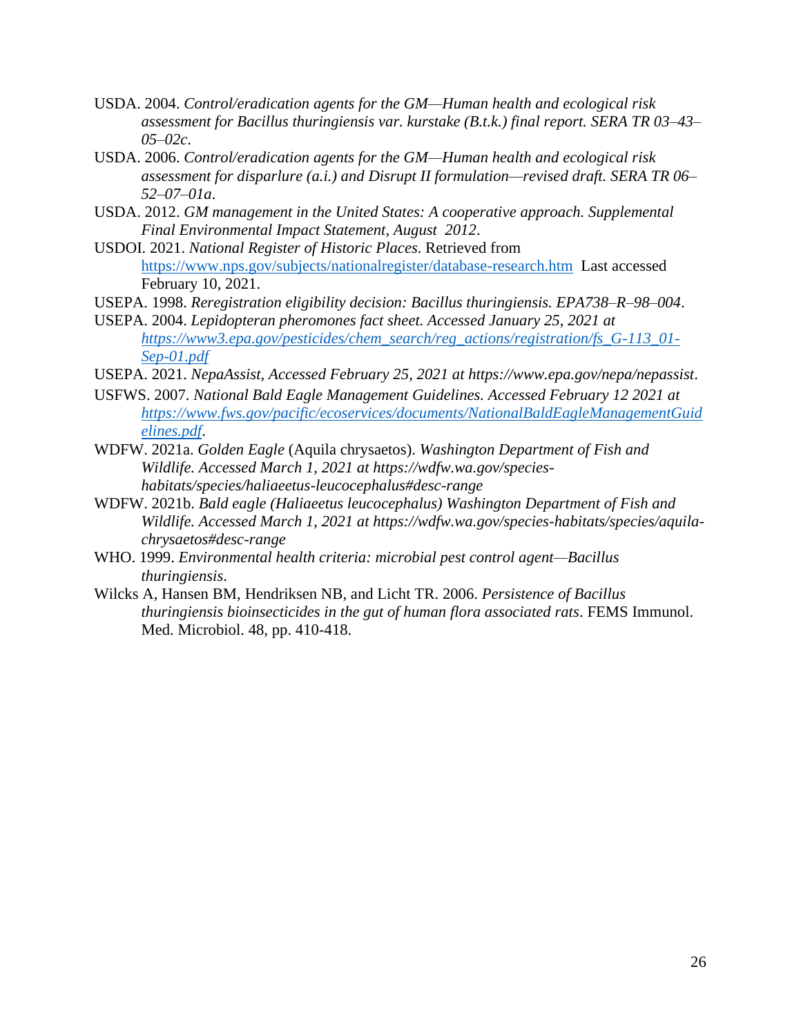USDA. 2004. *Control/eradication agents for the GM—Human health and ecological risk assessment for Bacillus thuringiensis var. kurstake (B.t.k.) final report. SERA TR 03–43–05–02c*.

USDA. 2006. *Control/eradication agents for the GM—Human health and ecological risk assessment for disparlure (a.i.) and Disrupt II formulation—revised draft. SERA TR 06–52–07–01a*.

USDA. 2012. *GM management in the United States: A cooperative approach. Supplemental Final Environmental Impact Statement, August 2012*.

USDOI. 2021. *National Register of Historic Places*. Retrieved from https://www.nps.gov/subjects/nationalregister/database-research.htm Last accessed February 10, 2021.

USEPA. 1998. *Reregistration eligibility decision: Bacillus thuringiensis. EPA738–R–98–004*.

USEPA. 2004. *Lepidopteran pheromones fact sheet. Accessed January 25, 2021 at https://www3.epa.gov/pesticides/chem_search/reg_actions/registration/fs_G-113_01-Sep-01.pdf*

USEPA. 2021. *NepaAssist, Accessed February 25, 2021 at https://www.epa.gov/nepa/nepassist*.

USFWS. 2007. *National Bald Eagle Management Guidelines. Accessed February 12 2021 at https://www.fws.gov/pacific/ecoservices/documents/NationalBaldEagleManagementGuidelines.pdf*.

WDFW. 2021a. *Golden Eagle* (Aquila chrysaetos). *Washington Department of Fish and Wildlife. Accessed March 1, 2021 at https://wdfw.wa.gov/species-habitats/species/haliaeetus-leucocephalus#desc-range*

WDFW. 2021b. *Bald eagle (Haliaeetus leucocephalus) Washington Department of Fish and Wildlife. Accessed March 1, 2021 at https://wdfw.wa.gov/species-habitats/species/aquila-chrysaetos#desc-range*

WHO. 1999. *Environmental health criteria: microbial pest control agent—Bacillus thuringiensis*.

Wilcks A, Hansen BM, Hendriksen NB, and Licht TR. 2006. *Persistence of Bacillus thuringiensis bioinsecticides in the gut of human flora associated rats*. FEMS Immunol. Med. Microbiol. 48, pp. 410-418.